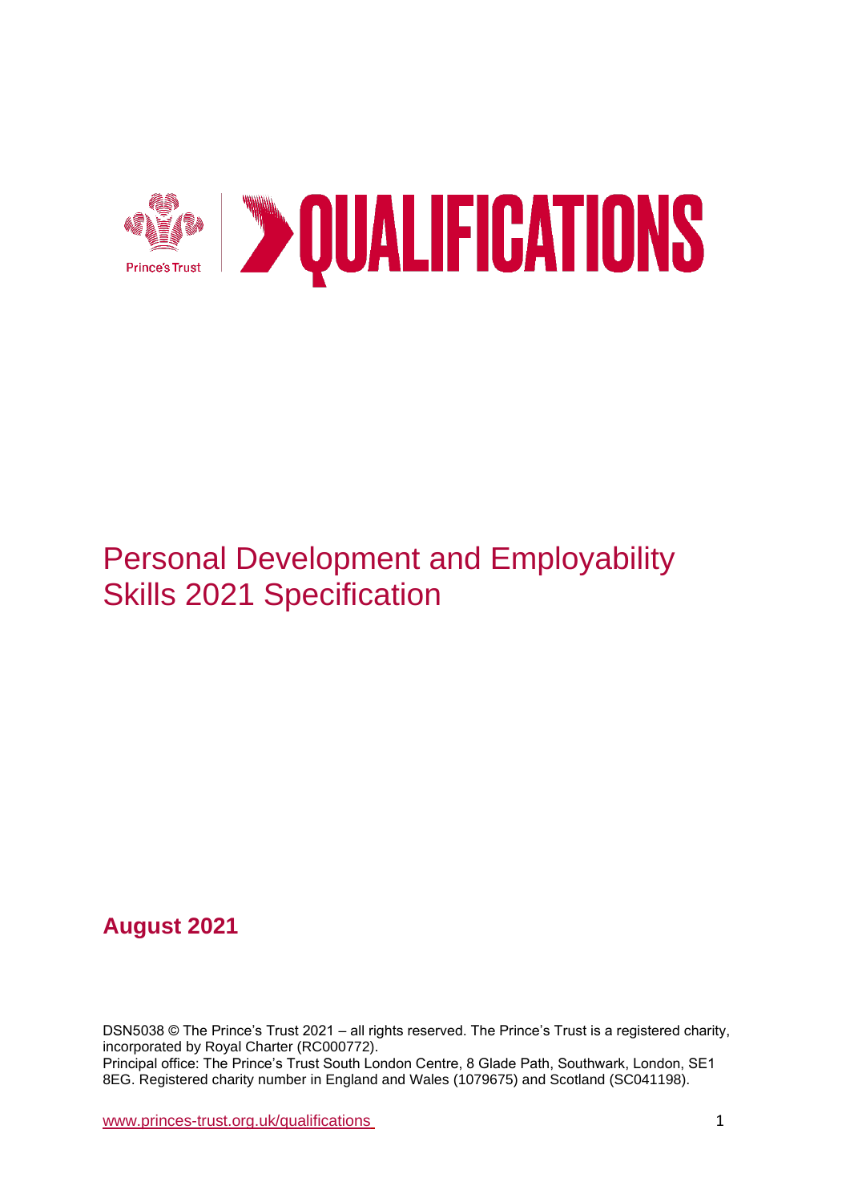Prince's Trust | QUALIFICATIONS

# Personal Development and Employability Skills 2021 Specification

**August 2021**

DSN5038 © The Prince's Trust 2021 – all rights reserved. The Prince's Trust is a registered charity, incorporated by Royal Charter (RC000772).
Principal office: The Prince's Trust South London Centre, 8 Glade Path, Southwark, London, SE1 8EG. Registered charity number in England and Wales (1079675) and Scotland (SC041198).

www.princes-trust.org.uk/qualifications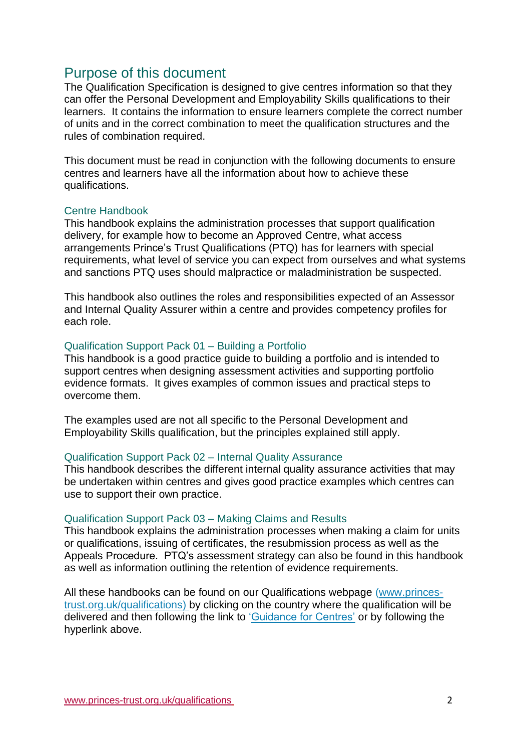## Purpose of this document

The Qualification Specification is designed to give centres information so that they can offer the Personal Development and Employability Skills qualifications to their learners. It contains the information to ensure learners complete the correct number of units and in the correct combination to meet the qualification structures and the rules of combination required.

This document must be read in conjunction with the following documents to ensure centres and learners have all the information about how to achieve these qualifications.

### Centre Handbook

This handbook explains the administration processes that support qualification delivery, for example how to become an Approved Centre, what access arrangements Prince's Trust Qualifications (PTQ) has for learners with special requirements, what level of service you can expect from ourselves and what systems and sanctions PTQ uses should malpractice or maladministration be suspected.

This handbook also outlines the roles and responsibilities expected of an Assessor and Internal Quality Assurer within a centre and provides competency profiles for each role.

### Qualification Support Pack 01 – Building a Portfolio

This handbook is a good practice guide to building a portfolio and is intended to support centres when designing assessment activities and supporting portfolio evidence formats. It gives examples of common issues and practical steps to overcome them.

The examples used are not all specific to the Personal Development and Employability Skills qualification, but the principles explained still apply.

### Qualification Support Pack 02 – Internal Quality Assurance

This handbook describes the different internal quality assurance activities that may be undertaken within centres and gives good practice examples which centres can use to support their own practice.

### Qualification Support Pack 03 – Making Claims and Results

This handbook explains the administration processes when making a claim for units or qualifications, issuing of certificates, the resubmission process as well as the Appeals Procedure. PTQ's assessment strategy can also be found in this handbook as well as information outlining the retention of evidence requirements.

All these handbooks can be found on our Qualifications webpage (www.princes-trust.org.uk/qualifications) by clicking on the country where the qualification will be delivered and then following the link to 'Guidance for Centres' or by following the hyperlink above.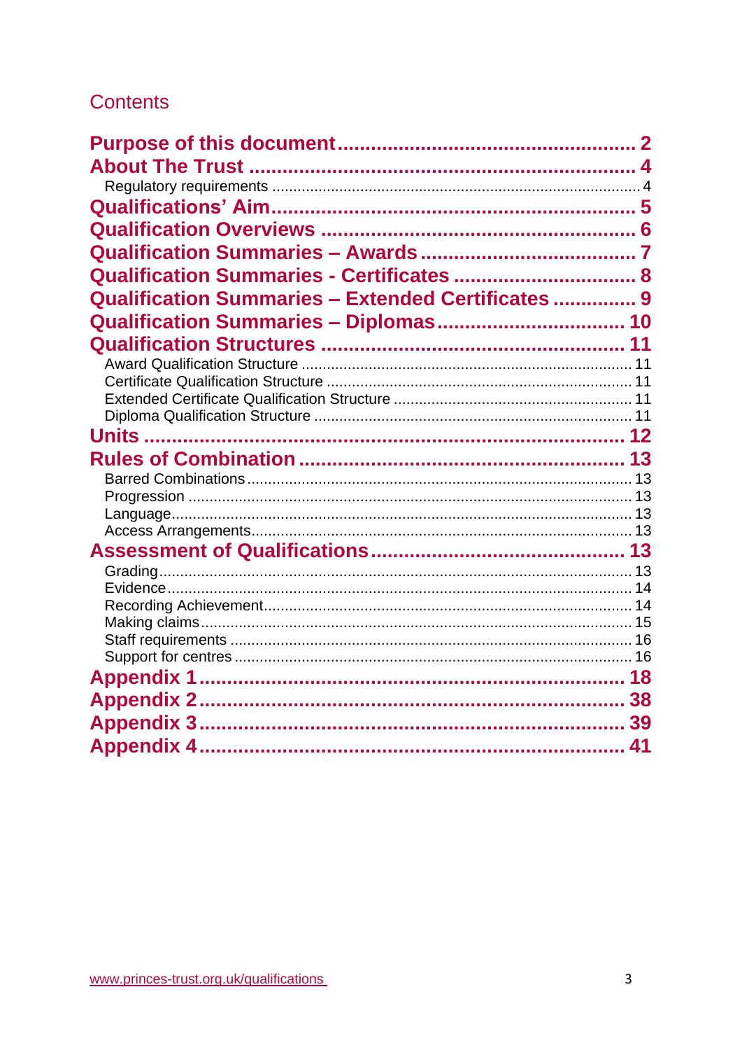## Contents

- **Purpose of this document** ..... 2
- **About The Trust** ..... 4
  - Regulatory requirements ..... 4
- **Qualifications' Aim** ..... 5
- **Qualification Overviews** ..... 6
- **Qualification Summaries – Awards** ..... 7
- **Qualification Summaries - Certificates** ..... 8
- **Qualification Summaries – Extended Certificates** ..... 9
- **Qualification Summaries – Diplomas** ..... 10
- **Qualification Structures** ..... 11
  - Award Qualification Structure ..... 11
  - Certificate Qualification Structure ..... 11
  - Extended Certificate Qualification Structure ..... 11
  - Diploma Qualification Structure ..... 11
- **Units** ..... 12
- **Rules of Combination** ..... 13
  - Barred Combinations ..... 13
  - Progression ..... 13
  - Language ..... 13
  - Access Arrangements ..... 13
- **Assessment of Qualifications** ..... 13
  - Grading ..... 13
  - Evidence ..... 14
  - Recording Achievement ..... 14
  - Making claims ..... 15
  - Staff requirements ..... 16
  - Support for centres ..... 16
- **Appendix 1** ..... 18
- **Appendix 2** ..... 38
- **Appendix 3** ..... 39
- **Appendix 4** ..... 41

www.princes-trust.org.uk/qualifications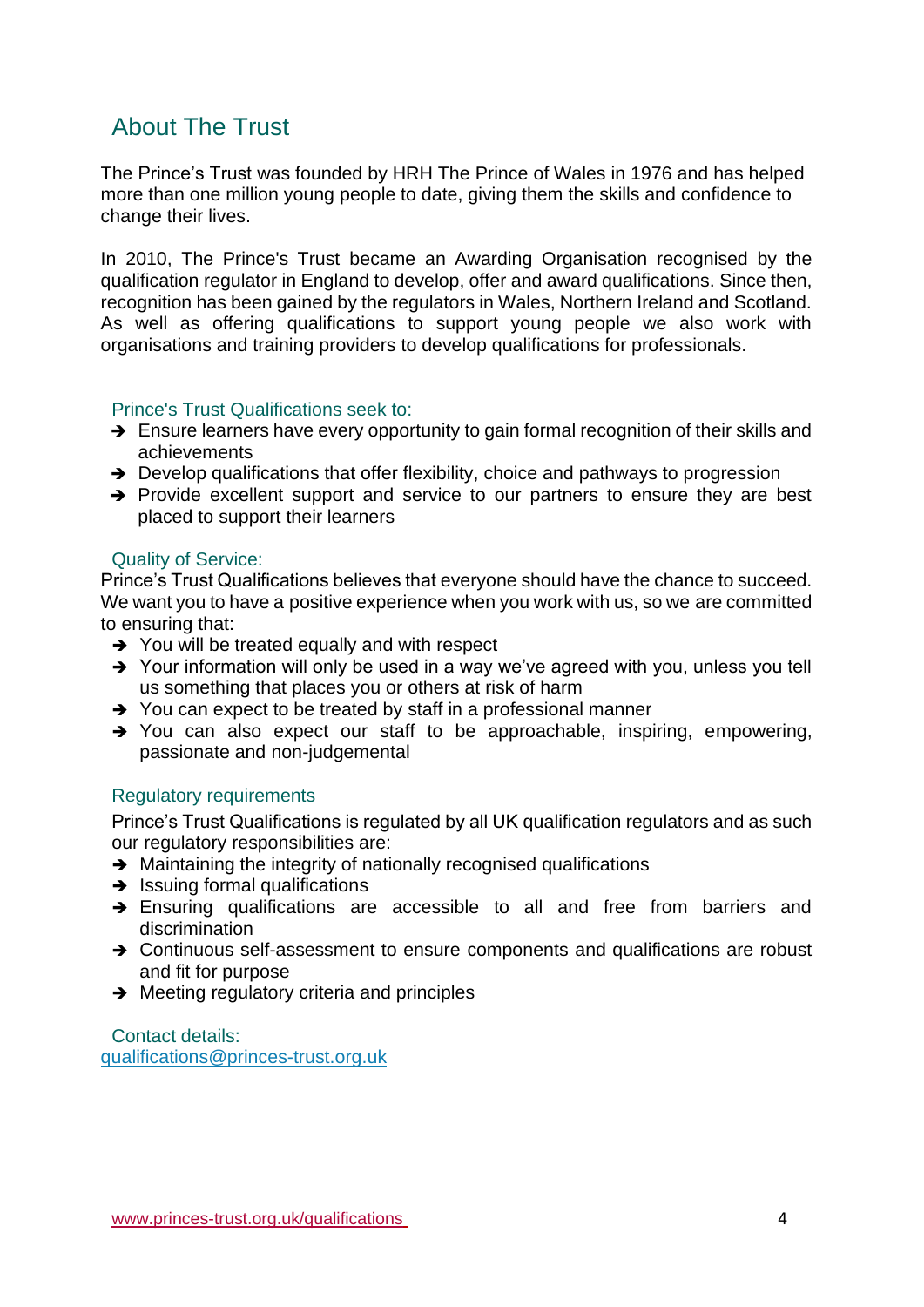## About The Trust

The Prince's Trust was founded by HRH The Prince of Wales in 1976 and has helped more than one million young people to date, giving them the skills and confidence to change their lives.

In 2010, The Prince's Trust became an Awarding Organisation recognised by the qualification regulator in England to develop, offer and award qualifications. Since then, recognition has been gained by the regulators in Wales, Northern Ireland and Scotland. As well as offering qualifications to support young people we also work with organisations and training providers to develop qualifications for professionals.

### Prince's Trust Qualifications seek to:

- ➔ Ensure learners have every opportunity to gain formal recognition of their skills and achievements
- ➔ Develop qualifications that offer flexibility, choice and pathways to progression
- ➔ Provide excellent support and service to our partners to ensure they are best placed to support their learners

### Quality of Service:

Prince's Trust Qualifications believes that everyone should have the chance to succeed. We want you to have a positive experience when you work with us, so we are committed to ensuring that:

- ➔ You will be treated equally and with respect
- ➔ Your information will only be used in a way we've agreed with you, unless you tell us something that places you or others at risk of harm
- ➔ You can expect to be treated by staff in a professional manner
- ➔ You can also expect our staff to be approachable, inspiring, empowering, passionate and non-judgemental

### Regulatory requirements

Prince's Trust Qualifications is regulated by all UK qualification regulators and as such our regulatory responsibilities are:

- ➔ Maintaining the integrity of nationally recognised qualifications
- ➔ Issuing formal qualifications
- ➔ Ensuring qualifications are accessible to all and free from barriers and discrimination
- ➔ Continuous self-assessment to ensure components and qualifications are robust and fit for purpose
- ➔ Meeting regulatory criteria and principles

### Contact details:

qualifications@princes-trust.org.uk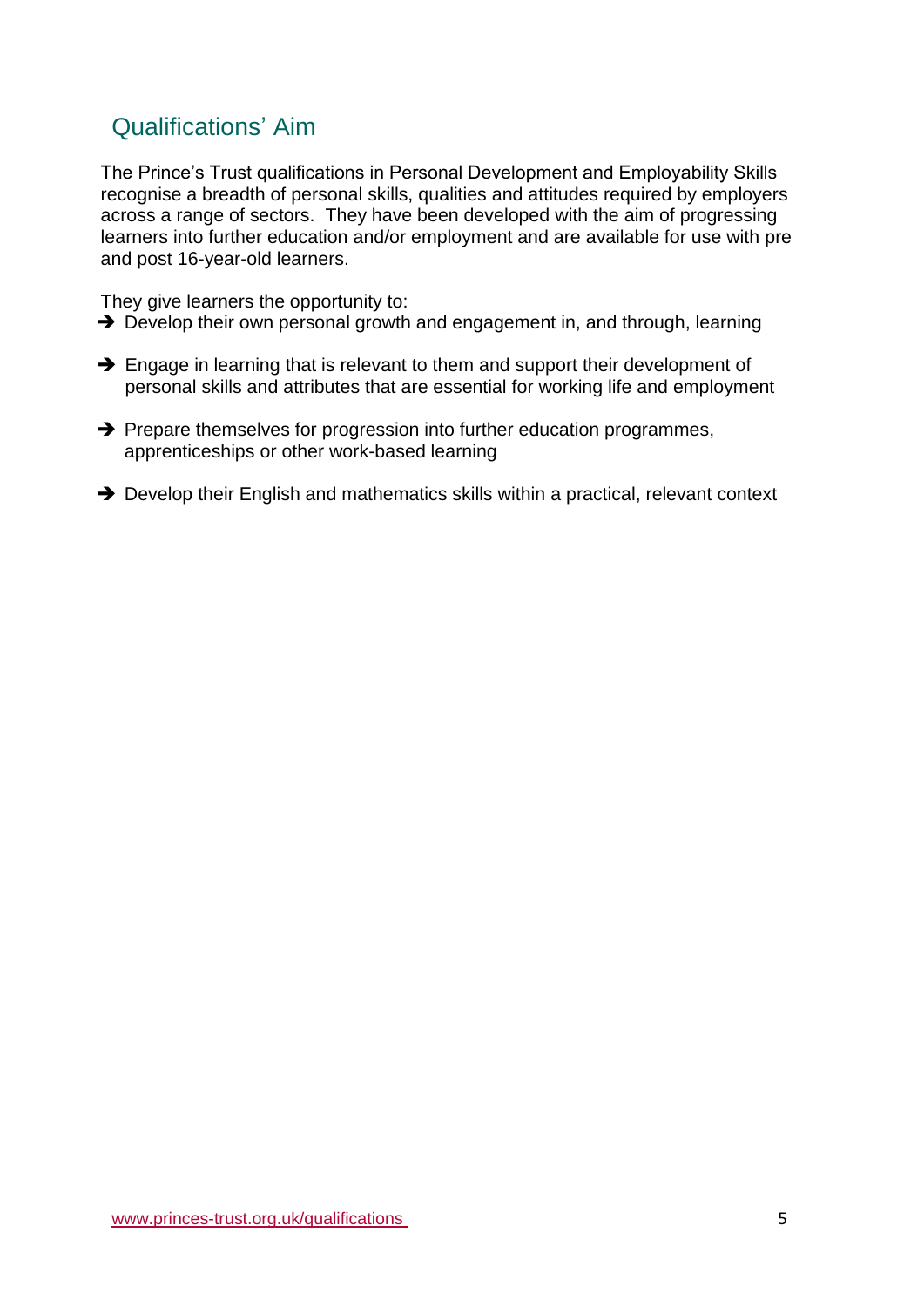## Qualifications' Aim

The Prince's Trust qualifications in Personal Development and Employability Skills recognise a breadth of personal skills, qualities and attitudes required by employers across a range of sectors. They have been developed with the aim of progressing learners into further education and/or employment and are available for use with pre and post 16-year-old learners.

They give learners the opportunity to:

- Develop their own personal growth and engagement in, and through, learning
- Engage in learning that is relevant to them and support their development of personal skills and attributes that are essential for working life and employment
- Prepare themselves for progression into further education programmes, apprenticeships or other work-based learning
- Develop their English and mathematics skills within a practical, relevant context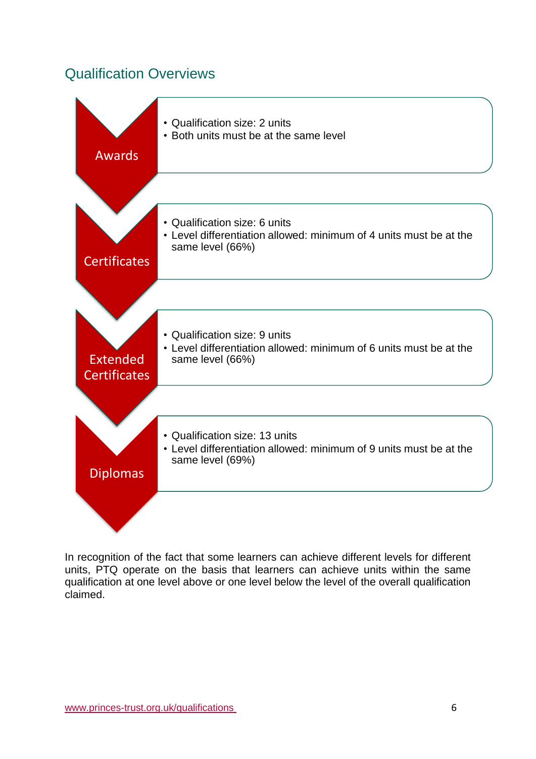## Qualification Overviews

**Awards**

- Qualification size: 2 units
- Both units must be at the same level

**Certificates**

- Qualification size: 6 units
- Level differentiation allowed: minimum of 4 units must be at the same level (66%)

**Extended Certificates**

- Qualification size: 9 units
- Level differentiation allowed: minimum of 6 units must be at the same level (66%)

**Diplomas**

- Qualification size: 13 units
- Level differentiation allowed: minimum of 9 units must be at the same level (69%)

In recognition of the fact that some learners can achieve different levels for different units, PTQ operate on the basis that learners can achieve units within the same qualification at one level above or one level below the level of the overall qualification claimed.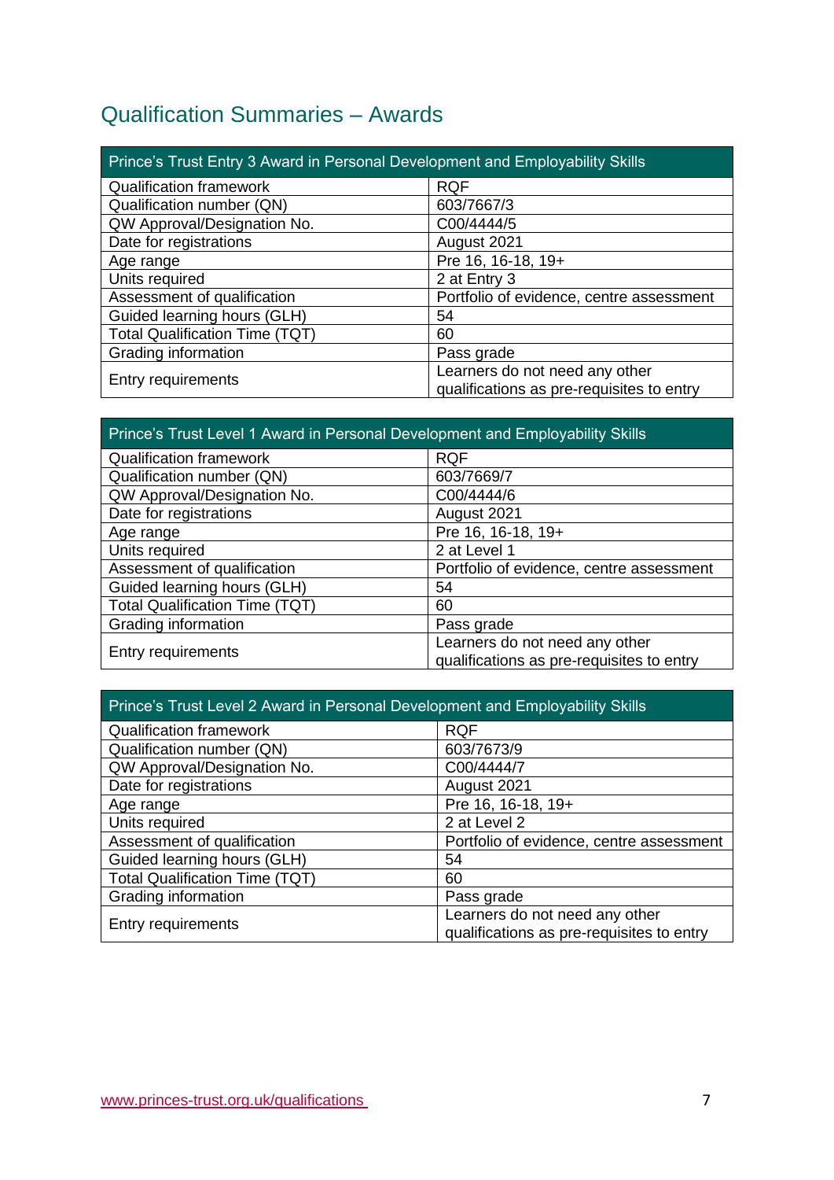## Qualification Summaries – Awards

| Prince’s Trust Entry 3 Award in Personal Development and Employability Skills | |
|---|---|
| Qualification framework | RQF |
| Qualification number (QN) | 603/7667/3 |
| QW Approval/Designation No. | C00/4444/5 |
| Date for registrations | August 2021 |
| Age range | Pre 16, 16-18, 19+ |
| Units required | 2 at Entry 3 |
| Assessment of qualification | Portfolio of evidence, centre assessment |
| Guided learning hours (GLH) | 54 |
| Total Qualification Time (TQT) | 60 |
| Grading information | Pass grade |
| Entry requirements | Learners do not need any other qualifications as pre-requisites to entry |

| Prince’s Trust Level 1 Award in Personal Development and Employability Skills | |
|---|---|
| Qualification framework | RQF |
| Qualification number (QN) | 603/7669/7 |
| QW Approval/Designation No. | C00/4444/6 |
| Date for registrations | August 2021 |
| Age range | Pre 16, 16-18, 19+ |
| Units required | 2 at Level 1 |
| Assessment of qualification | Portfolio of evidence, centre assessment |
| Guided learning hours (GLH) | 54 |
| Total Qualification Time (TQT) | 60 |
| Grading information | Pass grade |
| Entry requirements | Learners do not need any other qualifications as pre-requisites to entry |

| Prince’s Trust Level 2 Award in Personal Development and Employability Skills | |
|---|---|
| Qualification framework | RQF |
| Qualification number (QN) | 603/7673/9 |
| QW Approval/Designation No. | C00/4444/7 |
| Date for registrations | August 2021 |
| Age range | Pre 16, 16-18, 19+ |
| Units required | 2 at Level 2 |
| Assessment of qualification | Portfolio of evidence, centre assessment |
| Guided learning hours (GLH) | 54 |
| Total Qualification Time (TQT) | 60 |
| Grading information | Pass grade |
| Entry requirements | Learners do not need any other qualifications as pre-requisites to entry |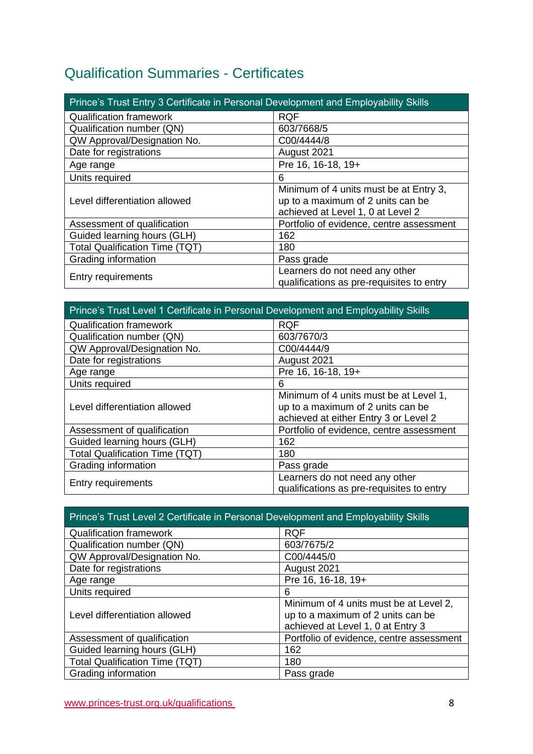## Qualification Summaries - Certificates

| Prince's Trust Entry 3 Certificate in Personal Development and Employability Skills | |
|---|---|
| Qualification framework | RQF |
| Qualification number (QN) | 603/7668/5 |
| QW Approval/Designation No. | C00/4444/8 |
| Date for registrations | August 2021 |
| Age range | Pre 16, 16-18, 19+ |
| Units required | 6 |
| Level differentiation allowed | Minimum of 4 units must be at Entry 3, up to a maximum of 2 units can be achieved at Level 1, 0 at Level 2 |
| Assessment of qualification | Portfolio of evidence, centre assessment |
| Guided learning hours (GLH) | 162 |
| Total Qualification Time (TQT) | 180 |
| Grading information | Pass grade |
| Entry requirements | Learners do not need any other qualifications as pre-requisites to entry |

| Prince's Trust Level 1 Certificate in Personal Development and Employability Skills | |
|---|---|
| Qualification framework | RQF |
| Qualification number (QN) | 603/7670/3 |
| QW Approval/Designation No. | C00/4444/9 |
| Date for registrations | August 2021 |
| Age range | Pre 16, 16-18, 19+ |
| Units required | 6 |
| Level differentiation allowed | Minimum of 4 units must be at Level 1, up to a maximum of 2 units can be achieved at either Entry 3 or Level 2 |
| Assessment of qualification | Portfolio of evidence, centre assessment |
| Guided learning hours (GLH) | 162 |
| Total Qualification Time (TQT) | 180 |
| Grading information | Pass grade |
| Entry requirements | Learners do not need any other qualifications as pre-requisites to entry |

| Prince's Trust Level 2 Certificate in Personal Development and Employability Skills | |
|---|---|
| Qualification framework | RQF |
| Qualification number (QN) | 603/7675/2 |
| QW Approval/Designation No. | C00/4445/0 |
| Date for registrations | August 2021 |
| Age range | Pre 16, 16-18, 19+ |
| Units required | 6 |
| Level differentiation allowed | Minimum of 4 units must be at Level 2, up to a maximum of 2 units can be achieved at Level 1, 0 at Entry 3 |
| Assessment of qualification | Portfolio of evidence, centre assessment |
| Guided learning hours (GLH) | 162 |
| Total Qualification Time (TQT) | 180 |
| Grading information | Pass grade |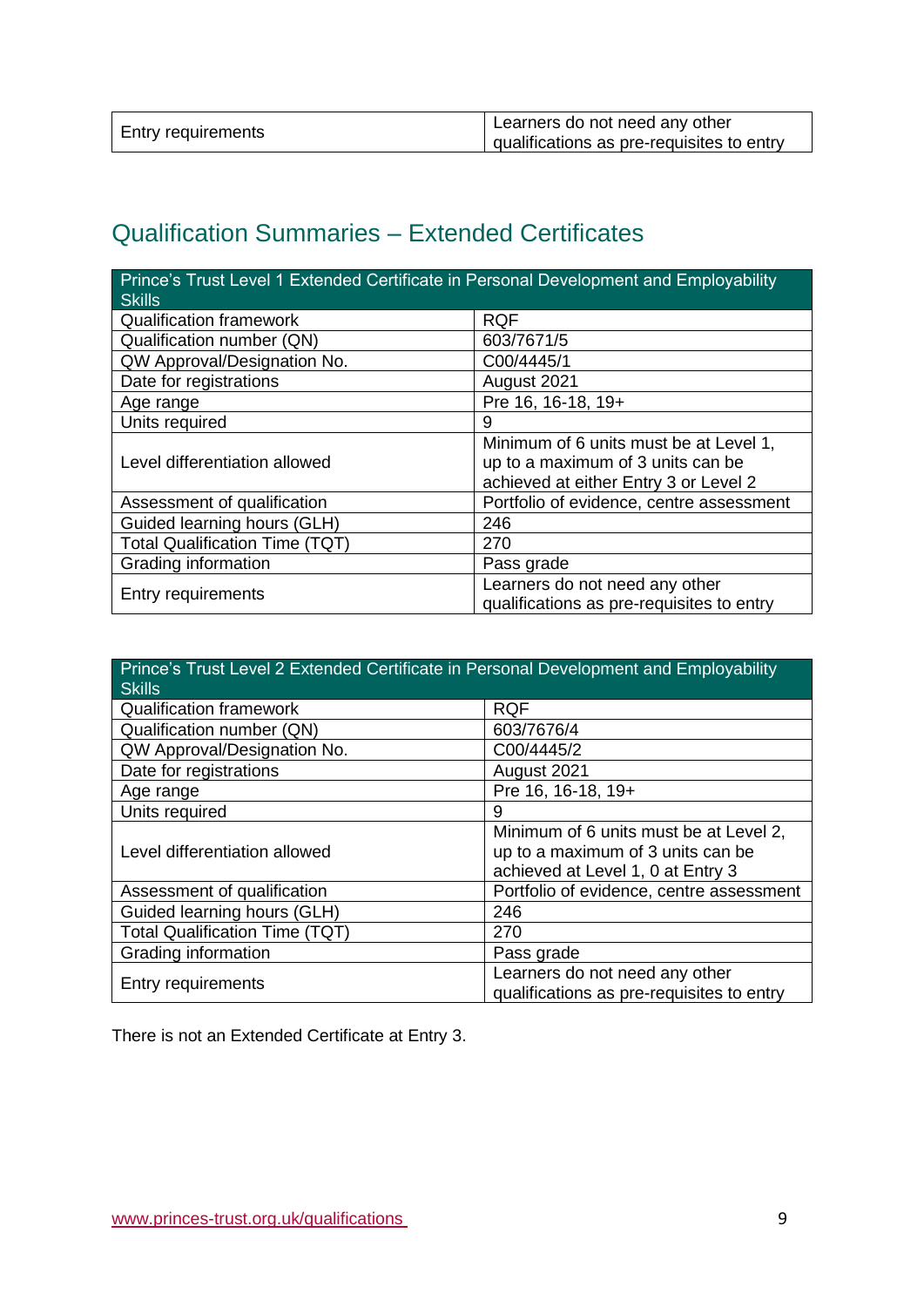| Entry requirements | Learners do not need any other qualifications as pre-requisites to entry |
|---|---|

## Qualification Summaries – Extended Certificates

| Prince's Trust Level 1 Extended Certificate in Personal Development and Employability Skills | |
|---|---|
| Qualification framework | RQF |
| Qualification number (QN) | 603/7671/5 |
| QW Approval/Designation No. | C00/4445/1 |
| Date for registrations | August 2021 |
| Age range | Pre 16, 16-18, 19+ |
| Units required | 9 |
| Level differentiation allowed | Minimum of 6 units must be at Level 1, up to a maximum of 3 units can be achieved at either Entry 3 or Level 2 |
| Assessment of qualification | Portfolio of evidence, centre assessment |
| Guided learning hours (GLH) | 246 |
| Total Qualification Time (TQT) | 270 |
| Grading information | Pass grade |
| Entry requirements | Learners do not need any other qualifications as pre-requisites to entry |

| Prince's Trust Level 2 Extended Certificate in Personal Development and Employability Skills | |
|---|---|
| Qualification framework | RQF |
| Qualification number (QN) | 603/7676/4 |
| QW Approval/Designation No. | C00/4445/2 |
| Date for registrations | August 2021 |
| Age range | Pre 16, 16-18, 19+ |
| Units required | 9 |
| Level differentiation allowed | Minimum of 6 units must be at Level 2, up to a maximum of 3 units can be achieved at Level 1, 0 at Entry 3 |
| Assessment of qualification | Portfolio of evidence, centre assessment |
| Guided learning hours (GLH) | 246 |
| Total Qualification Time (TQT) | 270 |
| Grading information | Pass grade |
| Entry requirements | Learners do not need any other qualifications as pre-requisites to entry |

There is not an Extended Certificate at Entry 3.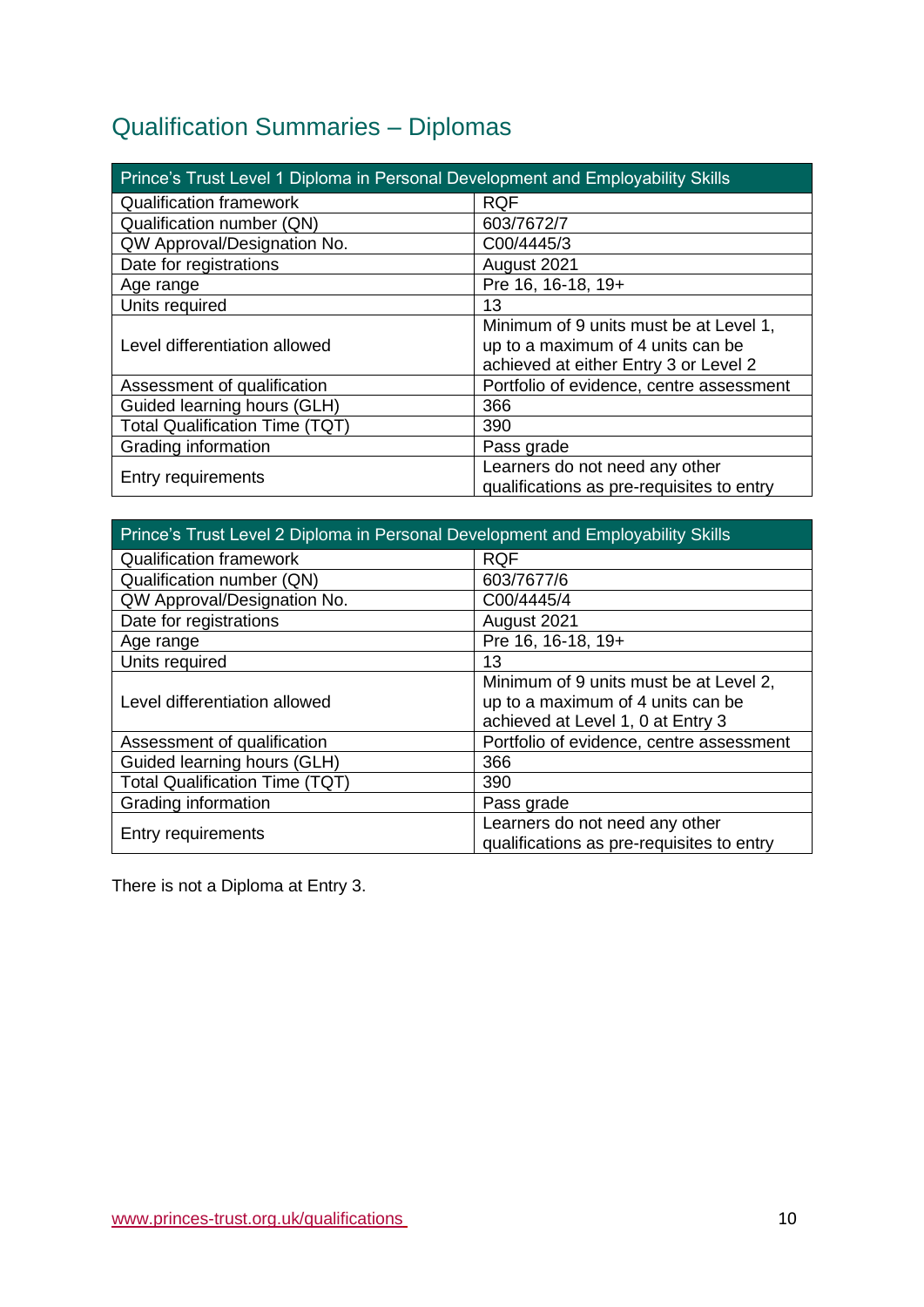# Qualification Summaries – Diplomas

| Prince's Trust Level 1 Diploma in Personal Development and Employability Skills | |
|---|---|
| Qualification framework | RQF |
| Qualification number (QN) | 603/7672/7 |
| QW Approval/Designation No. | C00/4445/3 |
| Date for registrations | August 2021 |
| Age range | Pre 16, 16-18, 19+ |
| Units required | 13 |
| Level differentiation allowed | Minimum of 9 units must be at Level 1, up to a maximum of 4 units can be achieved at either Entry 3 or Level 2 |
| Assessment of qualification | Portfolio of evidence, centre assessment |
| Guided learning hours (GLH) | 366 |
| Total Qualification Time (TQT) | 390 |
| Grading information | Pass grade |
| Entry requirements | Learners do not need any other qualifications as pre-requisites to entry |

| Prince's Trust Level 2 Diploma in Personal Development and Employability Skills | |
|---|---|
| Qualification framework | RQF |
| Qualification number (QN) | 603/7677/6 |
| QW Approval/Designation No. | C00/4445/4 |
| Date for registrations | August 2021 |
| Age range | Pre 16, 16-18, 19+ |
| Units required | 13 |
| Level differentiation allowed | Minimum of 9 units must be at Level 2, up to a maximum of 4 units can be achieved at Level 1, 0 at Entry 3 |
| Assessment of qualification | Portfolio of evidence, centre assessment |
| Guided learning hours (GLH) | 366 |
| Total Qualification Time (TQT) | 390 |
| Grading information | Pass grade |
| Entry requirements | Learners do not need any other qualifications as pre-requisites to entry |

There is not a Diploma at Entry 3.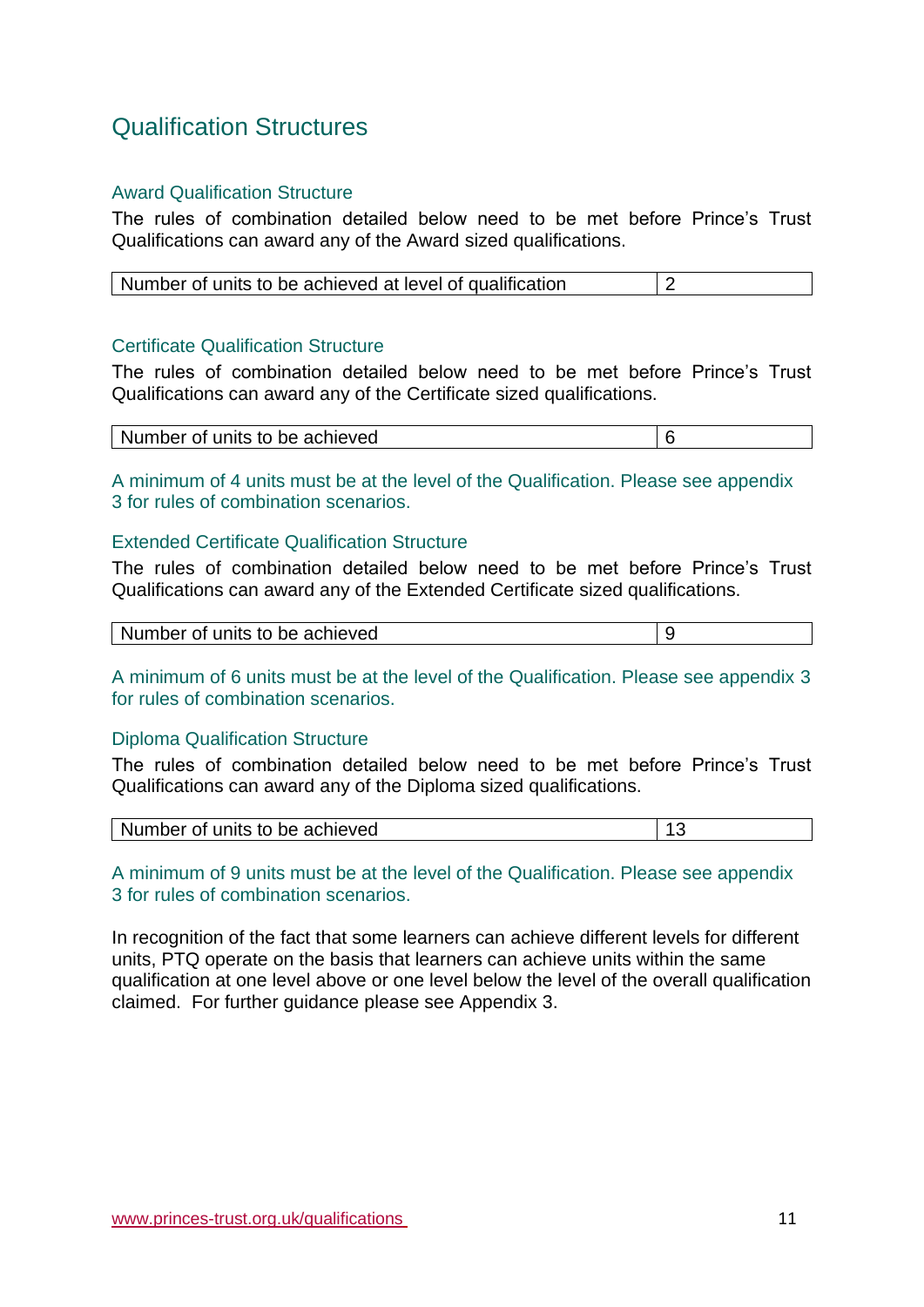# Qualification Structures

## Award Qualification Structure

The rules of combination detailed below need to be met before Prince's Trust Qualifications can award any of the Award sized qualifications.

| Number of units to be achieved at level of qualification | 2 |
|---|---|

## Certificate Qualification Structure

The rules of combination detailed below need to be met before Prince's Trust Qualifications can award any of the Certificate sized qualifications.

| Number of units to be achieved | 6 |
|---|---|

A minimum of 4 units must be at the level of the Qualification. Please see appendix 3 for rules of combination scenarios.

## Extended Certificate Qualification Structure

The rules of combination detailed below need to be met before Prince's Trust Qualifications can award any of the Extended Certificate sized qualifications.

| Number of units to be achieved | 9 |
|---|---|

A minimum of 6 units must be at the level of the Qualification. Please see appendix 3 for rules of combination scenarios.

## Diploma Qualification Structure

The rules of combination detailed below need to be met before Prince's Trust Qualifications can award any of the Diploma sized qualifications.

| Number of units to be achieved | 13 |
|---|---|

A minimum of 9 units must be at the level of the Qualification. Please see appendix 3 for rules of combination scenarios.

In recognition of the fact that some learners can achieve different levels for different units, PTQ operate on the basis that learners can achieve units within the same qualification at one level above or one level below the level of the overall qualification claimed. For further guidance please see Appendix 3.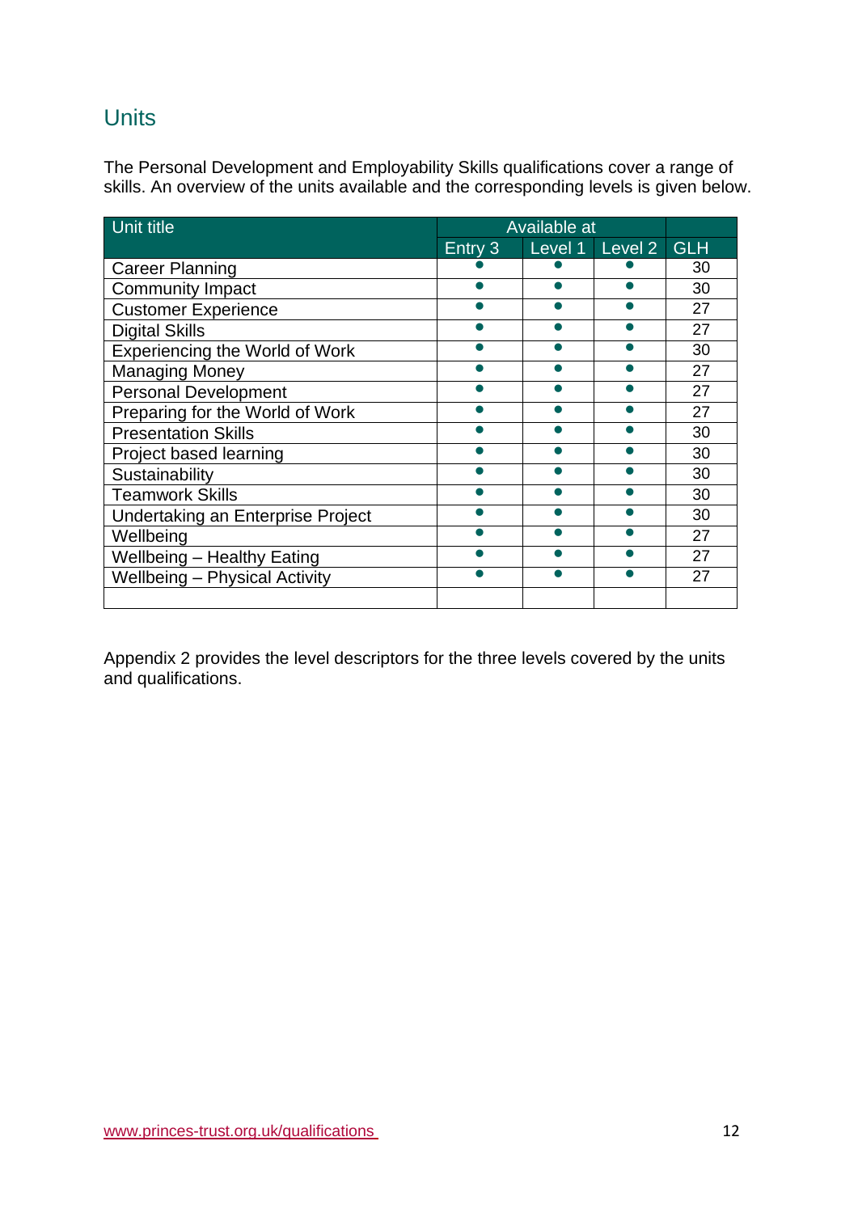## Units

The Personal Development and Employability Skills qualifications cover a range of skills. An overview of the units available and the corresponding levels is given below.

| Unit title | Available at | | | |
|---|---|---|---|---|
| | Entry 3 | Level 1 | Level 2 | GLH |
| Career Planning | • | • | • | 30 |
| Community Impact | • | • | • | 30 |
| Customer Experience | • | • | • | 27 |
| Digital Skills | • | • | • | 27 |
| Experiencing the World of Work | • | • | • | 30 |
| Managing Money | • | • | • | 27 |
| Personal Development | • | • | • | 27 |
| Preparing for the World of Work | • | • | • | 27 |
| Presentation Skills | • | • | • | 30 |
| Project based learning | • | • | • | 30 |
| Sustainability | • | • | • | 30 |
| Teamwork Skills | • | • | • | 30 |
| Undertaking an Enterprise Project | • | • | • | 30 |
| Wellbeing | • | • | • | 27 |
| Wellbeing – Healthy Eating | • | • | • | 27 |
| Wellbeing – Physical Activity | • | • | • | 27 |
| | | | | |

Appendix 2 provides the level descriptors for the three levels covered by the units and qualifications.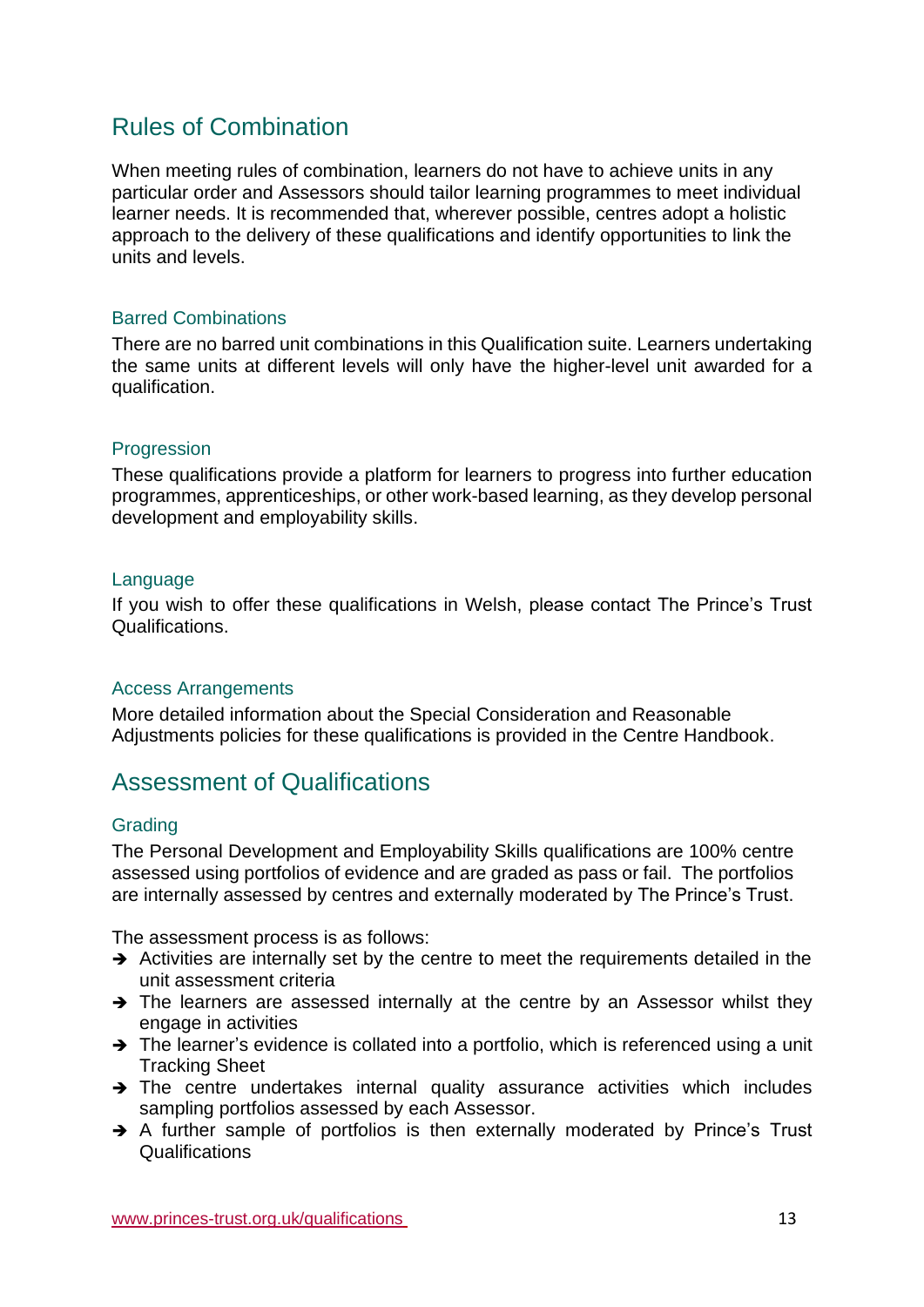## Rules of Combination

When meeting rules of combination, learners do not have to achieve units in any particular order and Assessors should tailor learning programmes to meet individual learner needs. It is recommended that, wherever possible, centres adopt a holistic approach to the delivery of these qualifications and identify opportunities to link the units and levels.

### Barred Combinations

There are no barred unit combinations in this Qualification suite. Learners undertaking the same units at different levels will only have the higher-level unit awarded for a qualification.

### Progression

These qualifications provide a platform for learners to progress into further education programmes, apprenticeships, or other work-based learning, as they develop personal development and employability skills.

### Language

If you wish to offer these qualifications in Welsh, please contact The Prince's Trust Qualifications.

### Access Arrangements

More detailed information about the Special Consideration and Reasonable Adjustments policies for these qualifications is provided in the Centre Handbook.

## Assessment of Qualifications

### Grading

The Personal Development and Employability Skills qualifications are 100% centre assessed using portfolios of evidence and are graded as pass or fail. The portfolios are internally assessed by centres and externally moderated by The Prince's Trust.

The assessment process is as follows:

- ➔ Activities are internally set by the centre to meet the requirements detailed in the unit assessment criteria
- ➔ The learners are assessed internally at the centre by an Assessor whilst they engage in activities
- ➔ The learner's evidence is collated into a portfolio, which is referenced using a unit Tracking Sheet
- ➔ The centre undertakes internal quality assurance activities which includes sampling portfolios assessed by each Assessor.
- ➔ A further sample of portfolios is then externally moderated by Prince's Trust Qualifications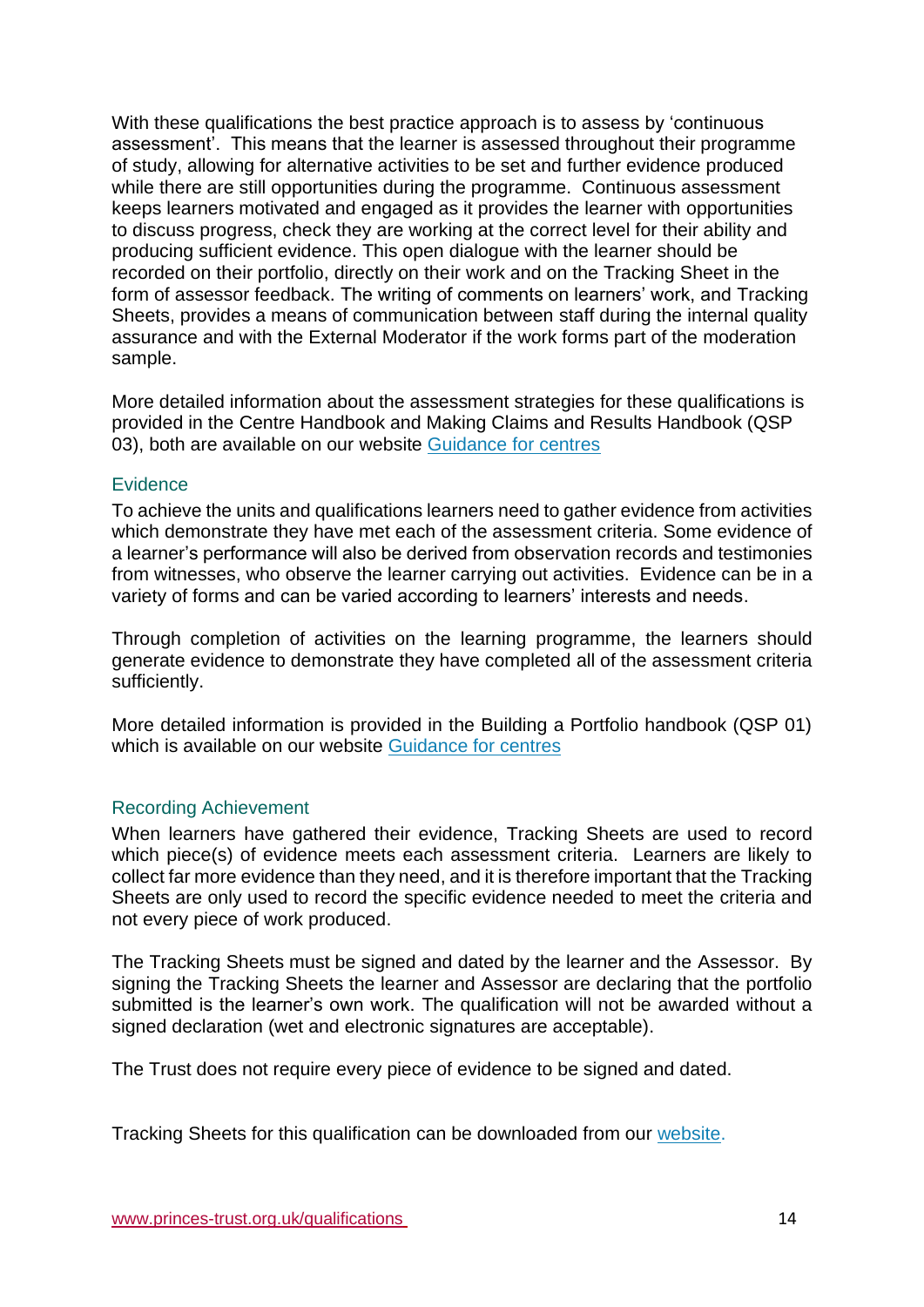With these qualifications the best practice approach is to assess by 'continuous assessment'. This means that the learner is assessed throughout their programme of study, allowing for alternative activities to be set and further evidence produced while there are still opportunities during the programme. Continuous assessment keeps learners motivated and engaged as it provides the learner with opportunities to discuss progress, check they are working at the correct level for their ability and producing sufficient evidence. This open dialogue with the learner should be recorded on their portfolio, directly on their work and on the Tracking Sheet in the form of assessor feedback. The writing of comments on learners' work, and Tracking Sheets, provides a means of communication between staff during the internal quality assurance and with the External Moderator if the work forms part of the moderation sample.

More detailed information about the assessment strategies for these qualifications is provided in the Centre Handbook and Making Claims and Results Handbook (QSP 03), both are available on our website Guidance for centres

### Evidence

To achieve the units and qualifications learners need to gather evidence from activities which demonstrate they have met each of the assessment criteria. Some evidence of a learner's performance will also be derived from observation records and testimonies from witnesses, who observe the learner carrying out activities. Evidence can be in a variety of forms and can be varied according to learners' interests and needs.

Through completion of activities on the learning programme, the learners should generate evidence to demonstrate they have completed all of the assessment criteria sufficiently.

More detailed information is provided in the Building a Portfolio handbook (QSP 01) which is available on our website Guidance for centres

### Recording Achievement

When learners have gathered their evidence, Tracking Sheets are used to record which piece(s) of evidence meets each assessment criteria. Learners are likely to collect far more evidence than they need, and it is therefore important that the Tracking Sheets are only used to record the specific evidence needed to meet the criteria and not every piece of work produced.

The Tracking Sheets must be signed and dated by the learner and the Assessor. By signing the Tracking Sheets the learner and Assessor are declaring that the portfolio submitted is the learner's own work. The qualification will not be awarded without a signed declaration (wet and electronic signatures are acceptable).

The Trust does not require every piece of evidence to be signed and dated.

Tracking Sheets for this qualification can be downloaded from our website.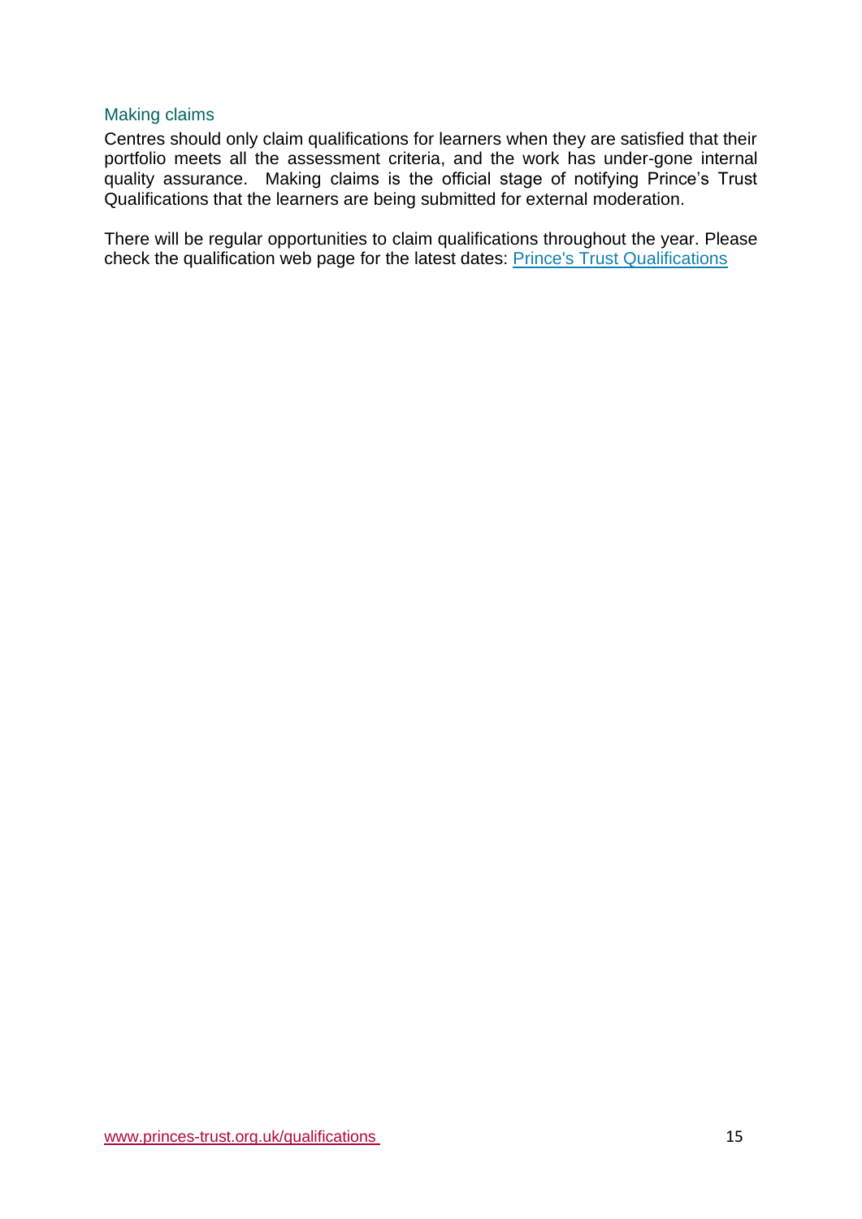### Making claims

Centres should only claim qualifications for learners when they are satisfied that their portfolio meets all the assessment criteria, and the work has under-gone internal quality assurance. Making claims is the official stage of notifying Prince's Trust Qualifications that the learners are being submitted for external moderation.

There will be regular opportunities to claim qualifications throughout the year. Please check the qualification web page for the latest dates: [Prince's Trust Qualifications](www.princes-trust.org.uk/qualifications)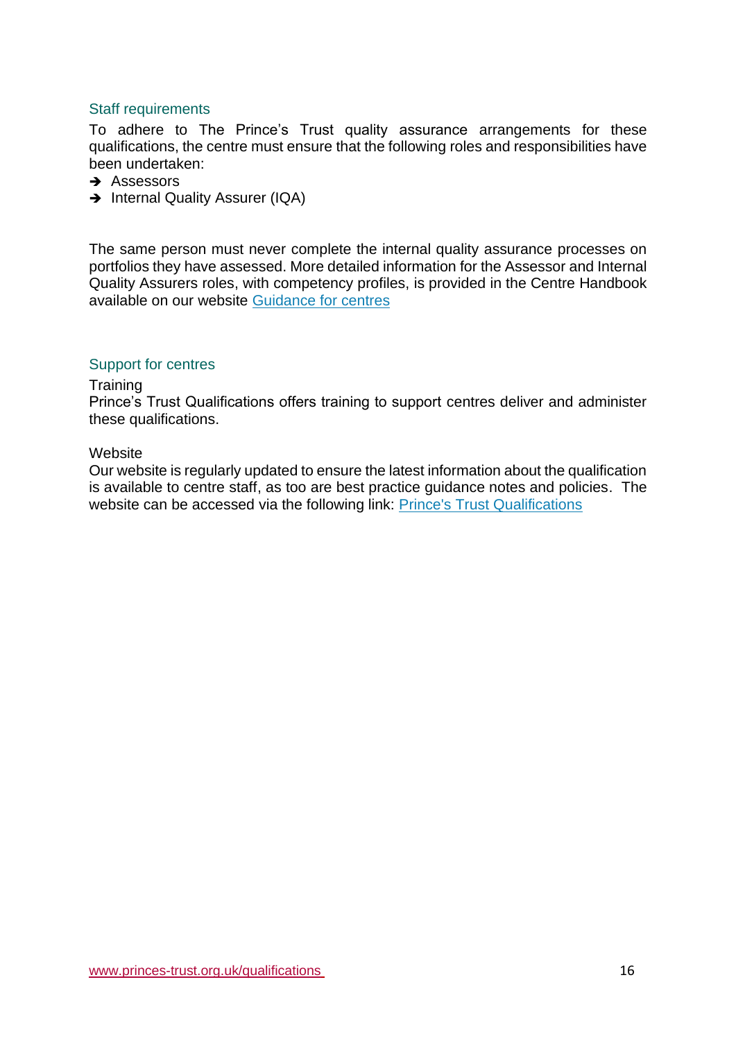## Staff requirements

To adhere to The Prince's Trust quality assurance arrangements for these qualifications, the centre must ensure that the following roles and responsibilities have been undertaken:

- Assessors
- Internal Quality Assurer (IQA)

The same person must never complete the internal quality assurance processes on portfolios they have assessed. More detailed information for the Assessor and Internal Quality Assurers roles, with competency profiles, is provided in the Centre Handbook available on our website [Guidance for centres]

## Support for centres

Training
Prince's Trust Qualifications offers training to support centres deliver and administer these qualifications.

Website
Our website is regularly updated to ensure the latest information about the qualification is available to centre staff, as too are best practice guidance notes and policies. The website can be accessed via the following link: [Prince's Trust Qualifications]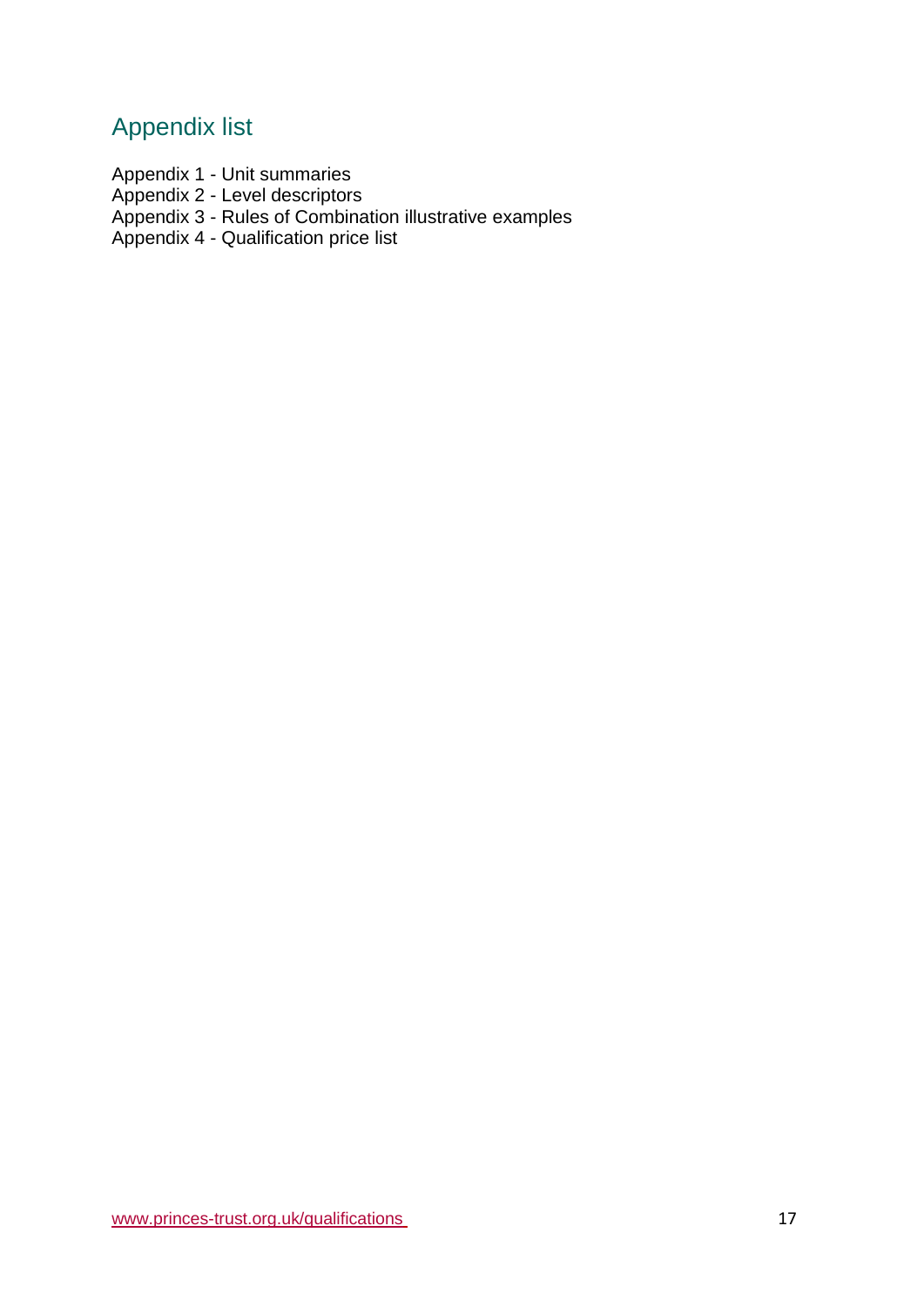## Appendix list

Appendix 1 - Unit summaries
Appendix 2 - Level descriptors
Appendix 3 - Rules of Combination illustrative examples
Appendix 4 - Qualification price list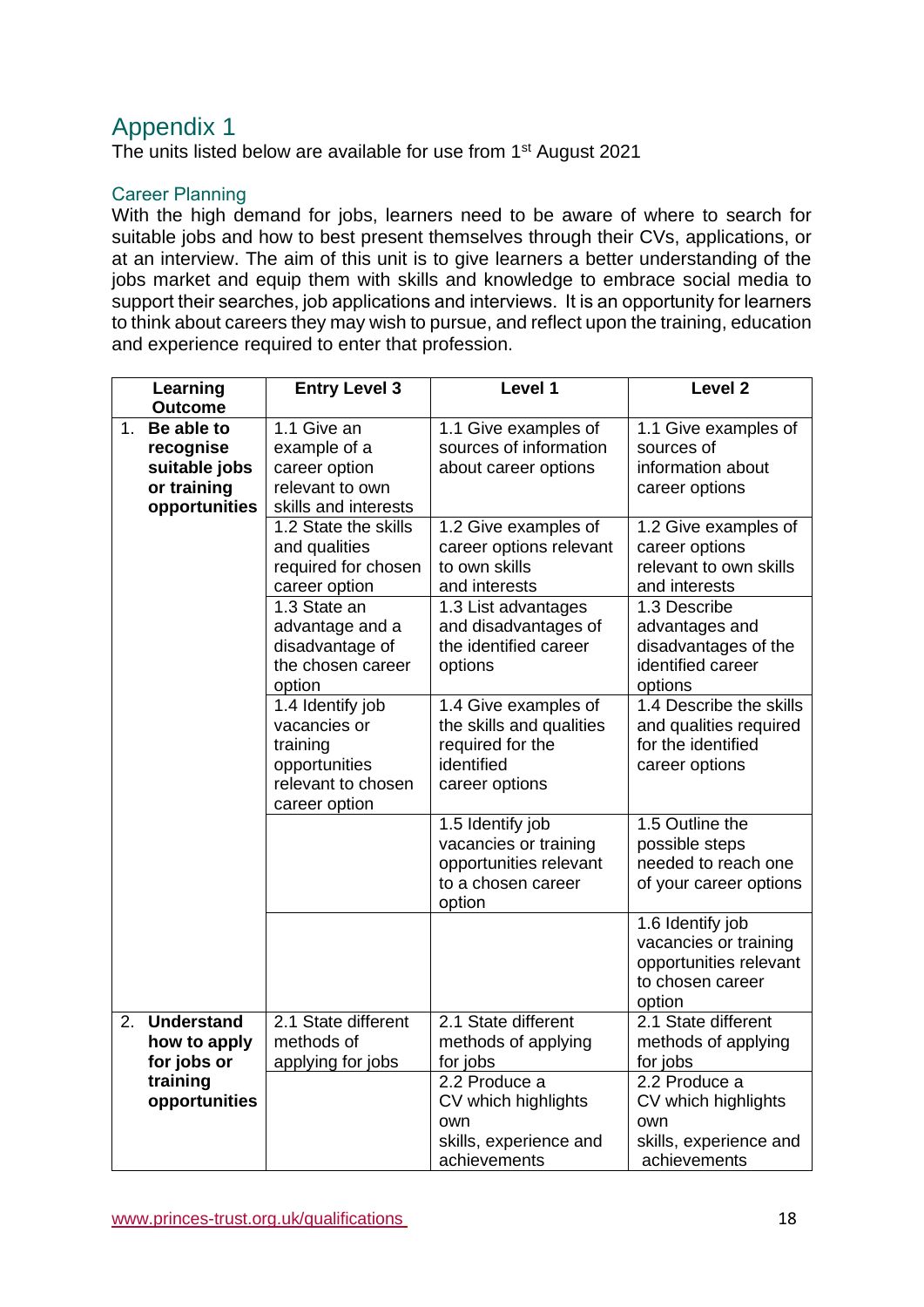## Appendix 1

The units listed below are available for use from 1st August 2021

### Career Planning

With the high demand for jobs, learners need to be aware of where to search for suitable jobs and how to best present themselves through their CVs, applications, or at an interview. The aim of this unit is to give learners a better understanding of the jobs market and equip them with skills and knowledge to embrace social media to support their searches, job applications and interviews. It is an opportunity for learners to think about careers they may wish to pursue, and reflect upon the training, education and experience required to enter that profession.

| Learning Outcome | Entry Level 3 | Level 1 | Level 2 |
|---|---|---|---|
| 1. **Be able to recognise suitable jobs or training opportunities** | 1.1 Give an example of a career option relevant to own skills and interests | 1.1 Give examples of sources of information about career options | 1.1 Give examples of sources of information about career options |
| | 1.2 State the skills and qualities required for chosen career option | 1.2 Give examples of career options relevant to own skills and interests | 1.2 Give examples of career options relevant to own skills and interests |
| | 1.3 State an advantage and a disadvantage of the chosen career option | 1.3 List advantages and disadvantages of the identified career options | 1.3 Describe advantages and disadvantages of the identified career options |
| | 1.4 Identify job vacancies or training opportunities relevant to chosen career option | 1.4 Give examples of the skills and qualities required for the identified career options | 1.4 Describe the skills and qualities required for the identified career options |
| | | 1.5 Identify job vacancies or training opportunities relevant to a chosen career option | 1.5 Outline the possible steps needed to reach one of your career options |
| | | | 1.6 Identify job vacancies or training opportunities relevant to chosen career option |
| 2. **Understand how to apply for jobs or training opportunities** | 2.1 State different methods of applying for jobs | 2.1 State different methods of applying for jobs | 2.1 State different methods of applying for jobs |
| | | 2.2 Produce a CV which highlights own skills, experience and achievements | 2.2 Produce a CV which highlights own skills, experience and achievements |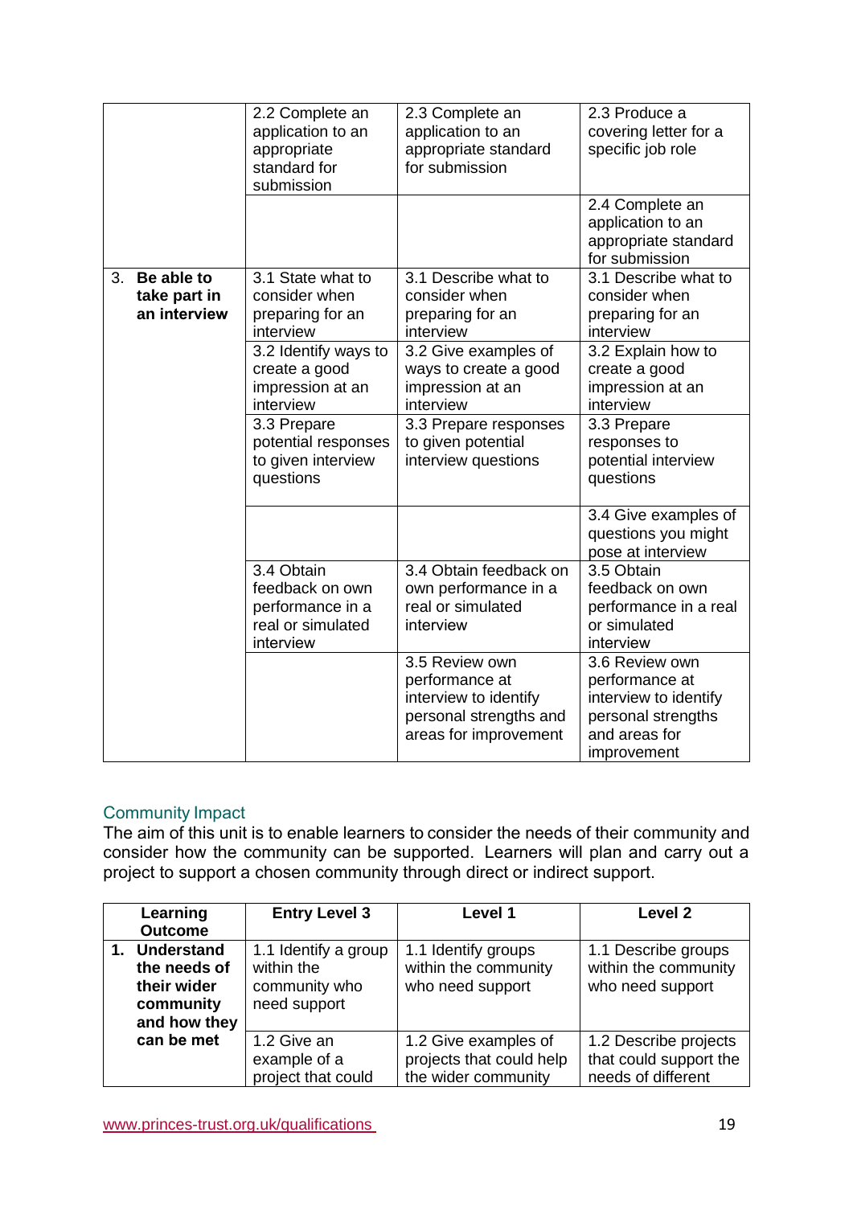| | | | |
|---|---|---|---|
| | 2.2 Complete an application to an appropriate standard for submission | 2.3 Complete an application to an appropriate standard for submission | 2.3 Produce a covering letter for a specific job role |
| | | | 2.4 Complete an application to an appropriate standard for submission |
| 3. **Be able to take part in an interview** | 3.1 State what to consider when preparing for an interview | 3.1 Describe what to consider when preparing for an interview | 3.1 Describe what to consider when preparing for an interview |
| | 3.2 Identify ways to create a good impression at an interview | 3.2 Give examples of ways to create a good impression at an interview | 3.2 Explain how to create a good impression at an interview |
| | 3.3 Prepare potential responses to given interview questions | 3.3 Prepare responses to given potential interview questions | 3.3 Prepare responses to potential interview questions |
| | | | 3.4 Give examples of questions you might pose at interview |
| | 3.4 Obtain feedback on own performance in a real or simulated interview | 3.4 Obtain feedback on own performance in a real or simulated interview | 3.5 Obtain feedback on own performance in a real or simulated interview |
| | | 3.5 Review own performance at interview to identify personal strengths and areas for improvement | 3.6 Review own performance at interview to identify personal strengths and areas for improvement |

## Community Impact

The aim of this unit is to enable learners to consider the needs of their community and consider how the community can be supported. Learners will plan and carry out a project to support a chosen community through direct or indirect support.

| Learning Outcome | Entry Level 3 | Level 1 | Level 2 |
|---|---|---|---|
| 1. **Understand the needs of their wider community and how they can be met** | 1.1 Identify a group within the community who need support | 1.1 Identify groups within the community who need support | 1.1 Describe groups within the community who need support |
| | 1.2 Give an example of a project that could | 1.2 Give examples of projects that could help the wider community | 1.2 Describe projects that could support the needs of different |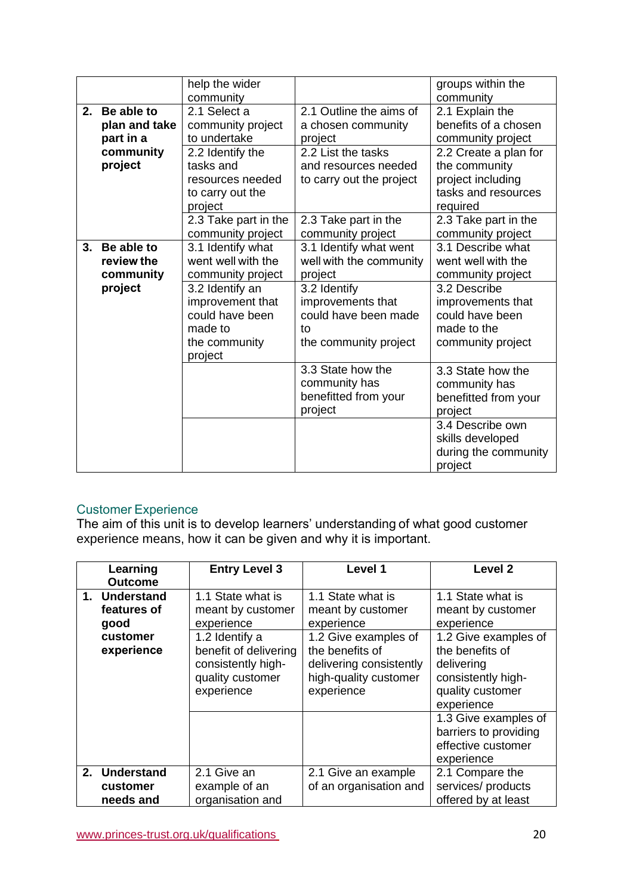| | | | |
|---|---|---|---|
| | help the wider community | | groups within the community |
| **2. Be able to plan and take part in a community project** | 2.1 Select a community project to undertake | 2.1 Outline the aims of a chosen community project | 2.1 Explain the benefits of a chosen community project |
| | 2.2 Identify the tasks and resources needed to carry out the project | 2.2 List the tasks and resources needed to carry out the project | 2.2 Create a plan for the community project including tasks and resources required |
| | 2.3 Take part in the community project | 2.3 Take part in the community project | 2.3 Take part in the community project |
| **3. Be able to review the community project** | 3.1 Identify what went well with the community project | 3.1 Identify what went well with the community project | 3.1 Describe what went well with the community project |
| | 3.2 Identify an improvement that could have been made to the community project | 3.2 Identify improvements that could have been made to the community project | 3.2 Describe improvements that could have been made to the community project |
| | | 3.3 State how the community has benefitted from your project | 3.3 State how the community has benefitted from your project |
| | | | 3.4 Describe own skills developed during the community project |

## Customer Experience

The aim of this unit is to develop learners' understanding of what good customer experience means, how it can be given and why it is important.

| Learning Outcome | Entry Level 3 | Level 1 | Level 2 |
|---|---|---|---|
| **1. Understand features of good customer experience** | 1.1 State what is meant by customer experience | 1.1 State what is meant by customer experience | 1.1 State what is meant by customer experience |
| | 1.2 Identify a benefit of delivering consistently high-quality customer experience | 1.2 Give examples of the benefits of delivering consistently high-quality customer experience | 1.2 Give examples of the benefits of delivering consistently high-quality customer experience |
| | | | 1.3 Give examples of barriers to providing effective customer experience |
| **2. Understand customer needs and** | 2.1 Give an example of an organisation and | 2.1 Give an example of an organisation and | 2.1 Compare the services/ products offered by at least |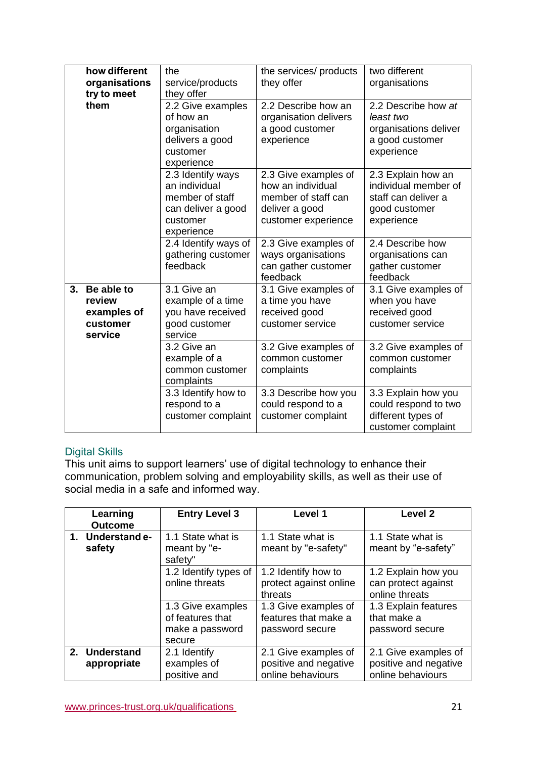| | | | |
|---|---|---|---|
| **how different organisations try to meet them** | the service/products they offer | the services/ products they offer | two different organisations |
| | 2.2 Give examples of how an organisation delivers a good customer experience | 2.2 Describe how an organisation delivers a good customer experience | 2.2 Describe how *at least two* organisations deliver a good customer experience |
| | 2.3 Identify ways an individual member of staff can deliver a good customer experience | 2.3 Give examples of how an individual member of staff can deliver a good customer experience | 2.3 Explain how an individual member of staff can deliver a good customer experience |
| | 2.4 Identify ways of gathering customer feedback | 2.3 Give examples of ways organisations can gather customer feedback | 2.4 Describe how organisations can gather customer feedback |
| **3. Be able to review examples of customer service** | 3.1 Give an example of a time you have received good customer service | 3.1 Give examples of a time you have received good customer service | 3.1 Give examples of when you have received good customer service |
| | 3.2 Give an example of a common customer complaints | 3.2 Give examples of common customer complaints | 3.2 Give examples of common customer complaints |
| | 3.3 Identify how to respond to a customer complaint | 3.3 Describe how you could respond to a customer complaint | 3.3 Explain how you could respond to two different types of customer complaint |

## Digital Skills

This unit aims to support learners' use of digital technology to enhance their communication, problem solving and employability skills, as well as their use of social media in a safe and informed way.

| Learning Outcome | Entry Level 3 | Level 1 | Level 2 |
|---|---|---|---|
| **1. Understand e-safety** | 1.1 State what is meant by "e-safety" | 1.1 State what is meant by "e-safety" | 1.1 State what is meant by "e-safety" |
| | 1.2 Identify types of online threats | 1.2 Identify how to protect against online threats | 1.2 Explain how you can protect against online threats |
| | 1.3 Give examples of features that make a password secure | 1.3 Give examples of features that make a password secure | 1.3 Explain features that make a password secure |
| **2. Understand appropriate** | 2.1 Identify examples of positive and | 2.1 Give examples of positive and negative online behaviours | 2.1 Give examples of positive and negative online behaviours |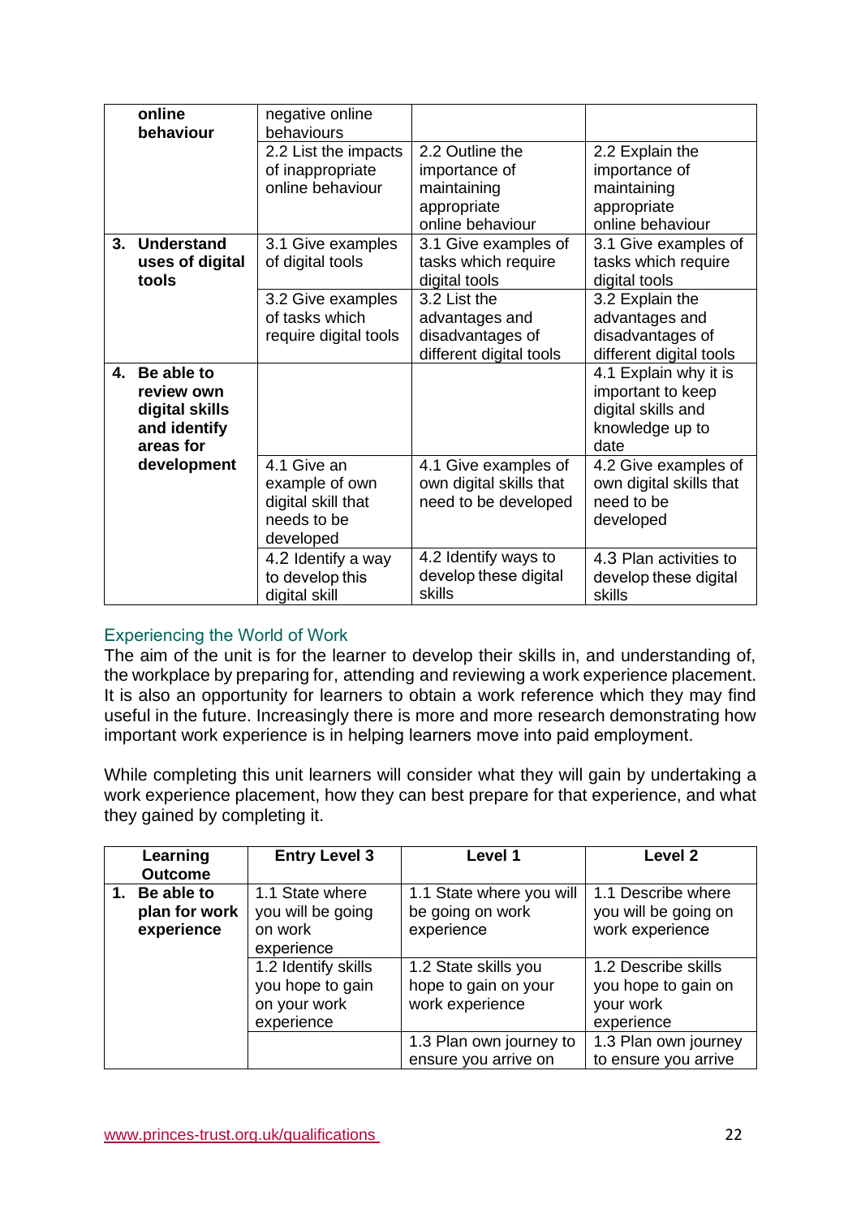| | | | |
|---|---|---|---|
| online behaviour | negative online behaviours | | |
| | 2.2 List the impacts of inappropriate online behaviour | 2.2 Outline the importance of maintaining appropriate online behaviour | 2.2 Explain the importance of maintaining appropriate online behaviour |
| **3. Understand uses of digital tools** | 3.1 Give examples of digital tools | 3.1 Give examples of tasks which require digital tools | 3.1 Give examples of tasks which require digital tools |
| | 3.2 Give examples of tasks which require digital tools | 3.2 List the advantages and disadvantages of different digital tools | 3.2 Explain the advantages and disadvantages of different digital tools |
| **4. Be able to review own digital skills and identify areas for development** | | | 4.1 Explain why it is important to keep digital skills and knowledge up to date |
| | 4.1 Give an example of own digital skill that needs to be developed | 4.1 Give examples of own digital skills that need to be developed | 4.2 Give examples of own digital skills that need to be developed |
| | 4.2 Identify a way to develop this digital skill | 4.2 Identify ways to develop these digital skills | 4.3 Plan activities to develop these digital skills |

## Experiencing the World of Work

The aim of the unit is for the learner to develop their skills in, and understanding of, the workplace by preparing for, attending and reviewing a work experience placement. It is also an opportunity for learners to obtain a work reference which they may find useful in the future. Increasingly there is more and more research demonstrating how important work experience is in helping learners move into paid employment.

While completing this unit learners will consider what they will gain by undertaking a work experience placement, how they can best prepare for that experience, and what they gained by completing it.

| Learning Outcome | Entry Level 3 | Level 1 | Level 2 |
|---|---|---|---|
| **1. Be able to plan for work experience** | 1.1 State where you will be going on work experience | 1.1 State where you will be going on work experience | 1.1 Describe where you will be going on work experience |
| | 1.2 Identify skills you hope to gain on your work experience | 1.2 State skills you hope to gain on your work experience | 1.2 Describe skills you hope to gain on your work experience |
| | | 1.3 Plan own journey to ensure you arrive on | 1.3 Plan own journey to ensure you arrive |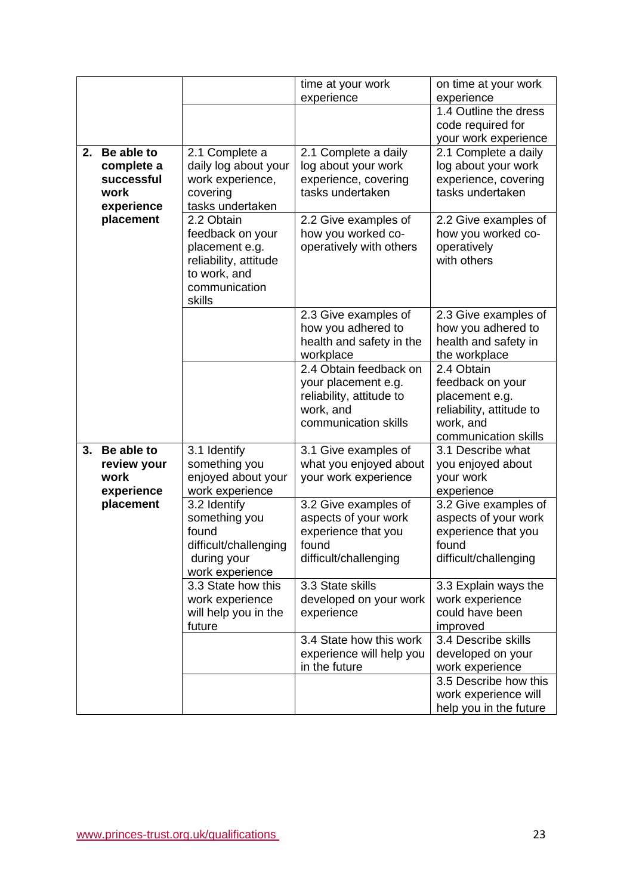| | | | |
|---|---|---|---|
| | | time at your work experience | on time at your work experience |
| | | | 1.4 Outline the dress code required for your work experience |
| **2. Be able to complete a successful work experience placement** | 2.1 Complete a daily log about your work experience, covering tasks undertaken | 2.1 Complete a daily log about your work experience, covering tasks undertaken | 2.1 Complete a daily log about your work experience, covering tasks undertaken |
| | 2.2 Obtain feedback on your placement e.g. reliability, attitude to work, and communication skills | 2.2 Give examples of how you worked co-operatively with others | 2.2 Give examples of how you worked co-operatively with others |
| | | 2.3 Give examples of how you adhered to health and safety in the workplace | 2.3 Give examples of how you adhered to health and safety in the workplace |
| | | 2.4 Obtain feedback on your placement e.g. reliability, attitude to work, and communication skills | 2.4 Obtain feedback on your placement e.g. reliability, attitude to work, and communication skills |
| **3. Be able to review your work experience placement** | 3.1 Identify something you enjoyed about your work experience | 3.1 Give examples of what you enjoyed about your work experience | 3.1 Describe what you enjoyed about your work experience |
| | 3.2 Identify something you found difficult/challenging during your work experience | 3.2 Give examples of aspects of your work experience that you found difficult/challenging | 3.2 Give examples of aspects of your work experience that you found difficult/challenging |
| | 3.3 State how this work experience will help you in the future | 3.3 State skills developed on your work experience | 3.3 Explain ways the work experience could have been improved |
| | | 3.4 State how this work experience will help you in the future | 3.4 Describe skills developed on your work experience |
| | | | 3.5 Describe how this work experience will help you in the future |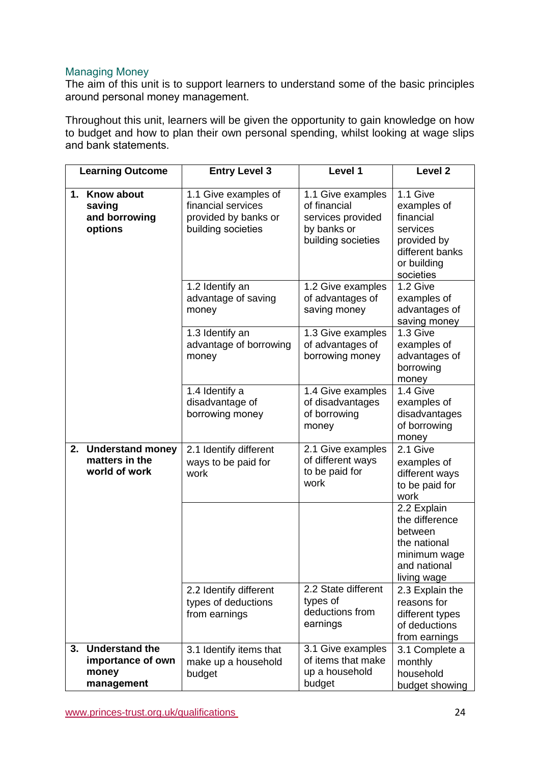## Managing Money

The aim of this unit is to support learners to understand some of the basic principles around personal money management.

Throughout this unit, learners will be given the opportunity to gain knowledge on how to budget and how to plan their own personal spending, whilst looking at wage slips and bank statements.

| Learning Outcome | Entry Level 3 | Level 1 | Level 2 |
|---|---|---|---|
| **1. Know about saving and borrowing options** | 1.1 Give examples of financial services provided by banks or building societies | 1.1 Give examples of financial services provided by banks or building societies | 1.1 Give examples of financial services provided by different banks or building societies |
| | 1.2 Identify an advantage of saving money | 1.2 Give examples of advantages of saving money | 1.2 Give examples of advantages of saving money |
| | 1.3 Identify an advantage of borrowing money | 1.3 Give examples of advantages of borrowing money | 1.3 Give examples of advantages of borrowing money |
| | 1.4 Identify a disadvantage of borrowing money | 1.4 Give examples of disadvantages of borrowing money | 1.4 Give examples of disadvantages of borrowing money |
| **2. Understand money matters in the world of work** | 2.1 Identify different ways to be paid for work | 2.1 Give examples of different ways to be paid for work | 2.1 Give examples of different ways to be paid for work |
| | | | 2.2 Explain the difference between the national minimum wage and national living wage |
| | 2.2 Identify different types of deductions from earnings | 2.2 State different types of deductions from earnings | 2.3 Explain the reasons for different types of deductions from earnings |
| **3. Understand the importance of own money management** | 3.1 Identify items that make up a household budget | 3.1 Give examples of items that make up a household budget | 3.1 Complete a monthly household budget showing |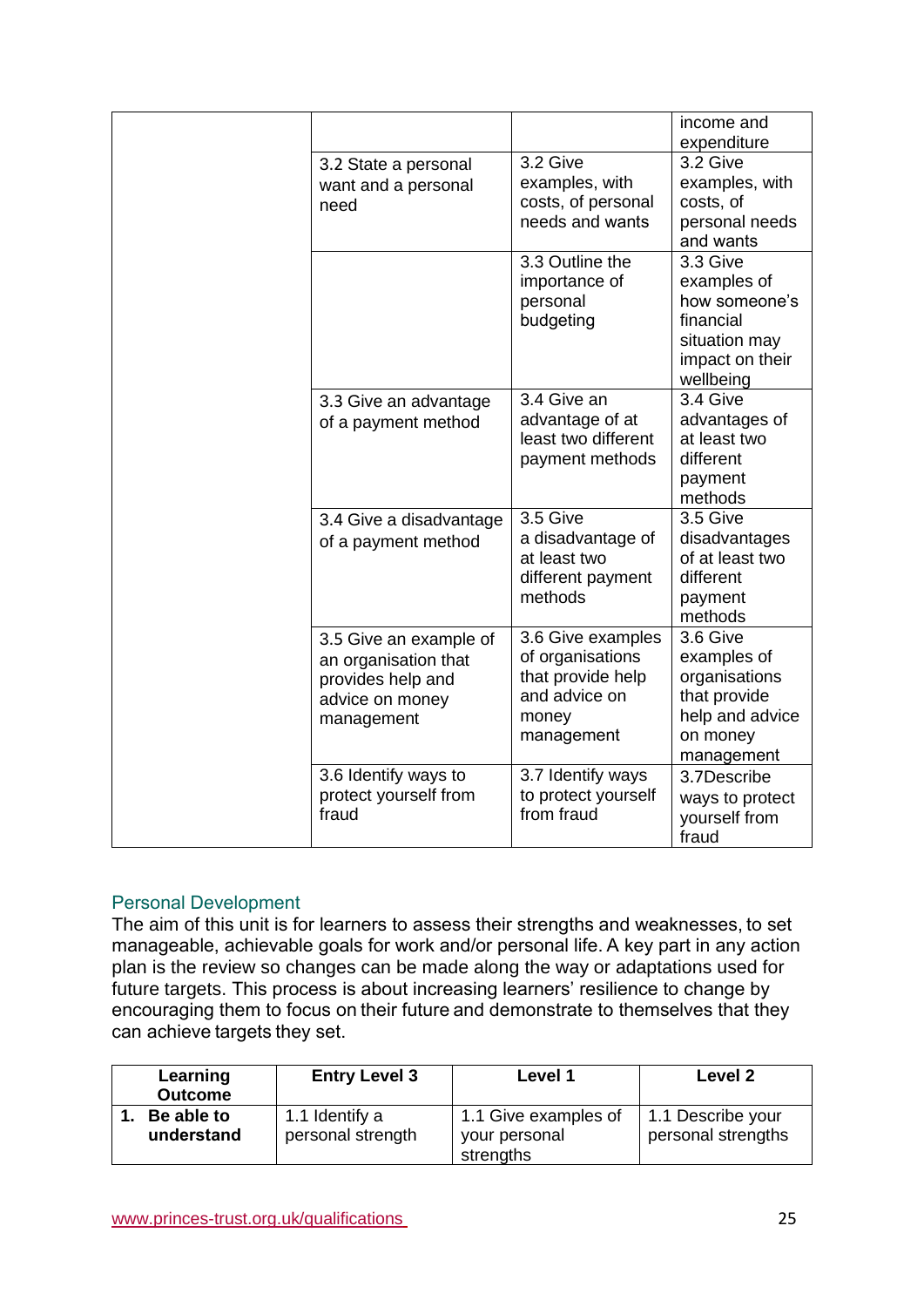| | | | |
|---|---|---|---|
| | | | income and expenditure |
| | 3.2 State a personal want and a personal need | 3.2 Give examples, with costs, of personal needs and wants | 3.2 Give examples, with costs, of personal needs and wants |
| | | 3.3 Outline the importance of personal budgeting | 3.3 Give examples of how someone's financial situation may impact on their wellbeing |
| | 3.3 Give an advantage of a payment method | 3.4 Give an advantage of at least two different payment methods | 3.4 Give advantages of at least two different payment methods |
| | 3.4 Give a disadvantage of a payment method | 3.5 Give a disadvantage of at least two different payment methods | 3.5 Give disadvantages of at least two different payment methods |
| | 3.5 Give an example of an organisation that provides help and advice on money management | 3.6 Give examples of organisations that provide help and advice on money management | 3.6 Give examples of organisations that provide help and advice on money management |
| | 3.6 Identify ways to protect yourself from fraud | 3.7 Identify ways to protect yourself from fraud | 3.7Describe ways to protect yourself from fraud |

## Personal Development

The aim of this unit is for learners to assess their strengths and weaknesses, to set manageable, achievable goals for work and/or personal life. A key part in any action plan is the review so changes can be made along the way or adaptations used for future targets. This process is about increasing learners' resilience to change by encouraging them to focus on their future and demonstrate to themselves that they can achieve targets they set.

| Learning Outcome | Entry Level 3 | Level 1 | Level 2 |
|---|---|---|---|
| **1. Be able to understand** | 1.1 Identify a personal strength | 1.1 Give examples of your personal strengths | 1.1 Describe your personal strengths |

www.princes-trust.org.uk/qualifications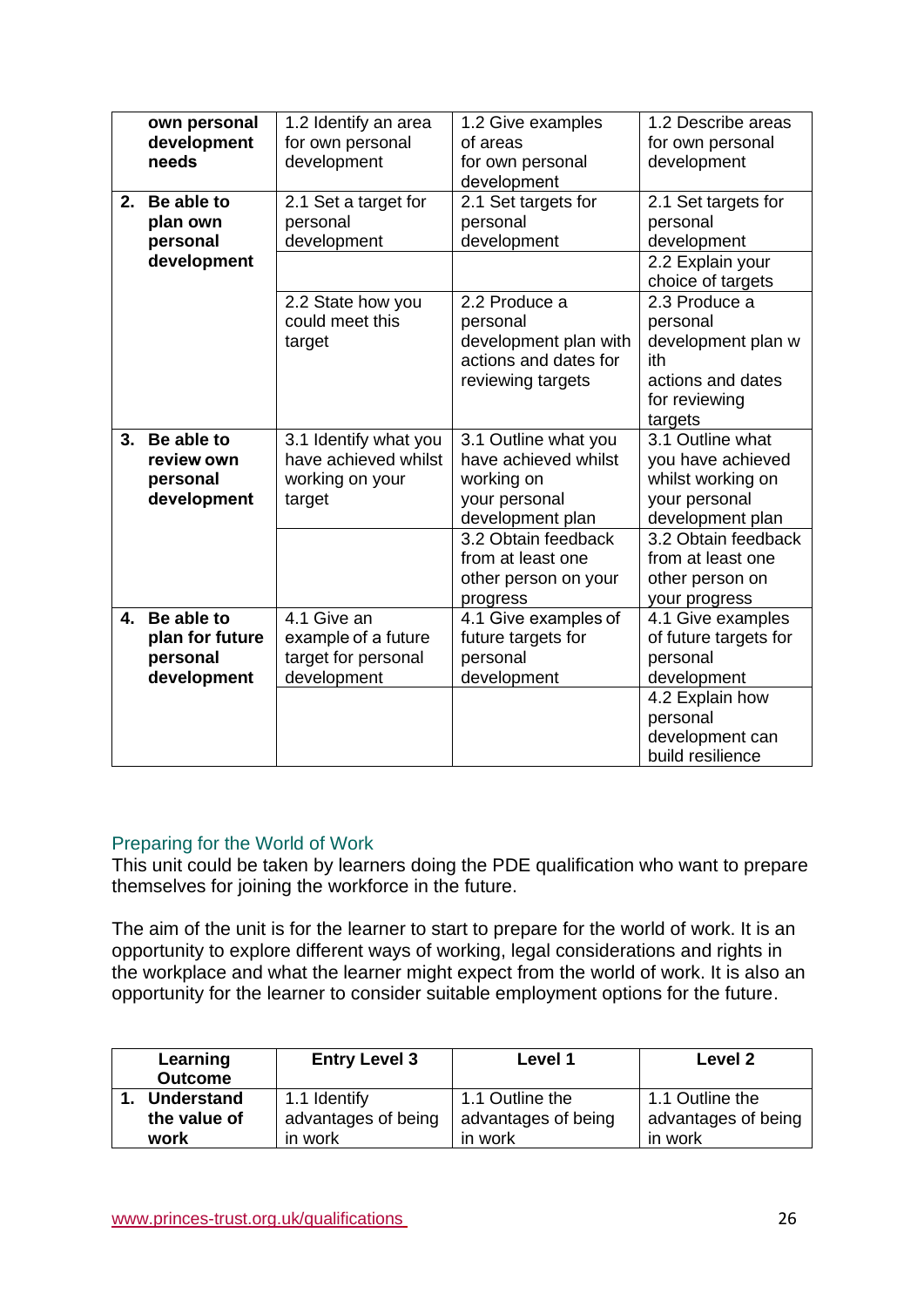| | | | |
|---|---|---|---|
| own personal development needs | 1.2 Identify an area for own personal development | 1.2 Give examples of areas for own personal development | 1.2 Describe areas for own personal development |
| 2. Be able to plan own personal development | 2.1 Set a target for personal development | 2.1 Set targets for personal development | 2.1 Set targets for personal development |
| | | | 2.2 Explain your choice of targets |
| | 2.2 State how you could meet this target | 2.2 Produce a personal development plan with actions and dates for reviewing targets | 2.3 Produce a personal development plan with actions and dates for reviewing targets |
| 3. Be able to review own personal development | 3.1 Identify what you have achieved whilst working on your target | 3.1 Outline what you have achieved whilst working on your personal development plan | 3.1 Outline what you have achieved whilst working on your personal development plan |
| | | 3.2 Obtain feedback from at least one other person on your progress | 3.2 Obtain feedback from at least one other person on your progress |
| 4. Be able to plan for future personal development | 4.1 Give an example of a future target for personal development | 4.1 Give examples of future targets for personal development | 4.1 Give examples of future targets for personal development |
| | | | 4.2 Explain how personal development can build resilience |

## Preparing for the World of Work

This unit could be taken by learners doing the PDE qualification who want to prepare themselves for joining the workforce in the future.

The aim of the unit is for the learner to start to prepare for the world of work. It is an opportunity to explore different ways of working, legal considerations and rights in the workplace and what the learner might expect from the world of work. It is also an opportunity for the learner to consider suitable employment options for the future.

| Learning Outcome | Entry Level 3 | Level 1 | Level 2 |
|---|---|---|---|
| 1. Understand the value of work | 1.1 Identify advantages of being in work | 1.1 Outline the advantages of being in work | 1.1 Outline the advantages of being in work |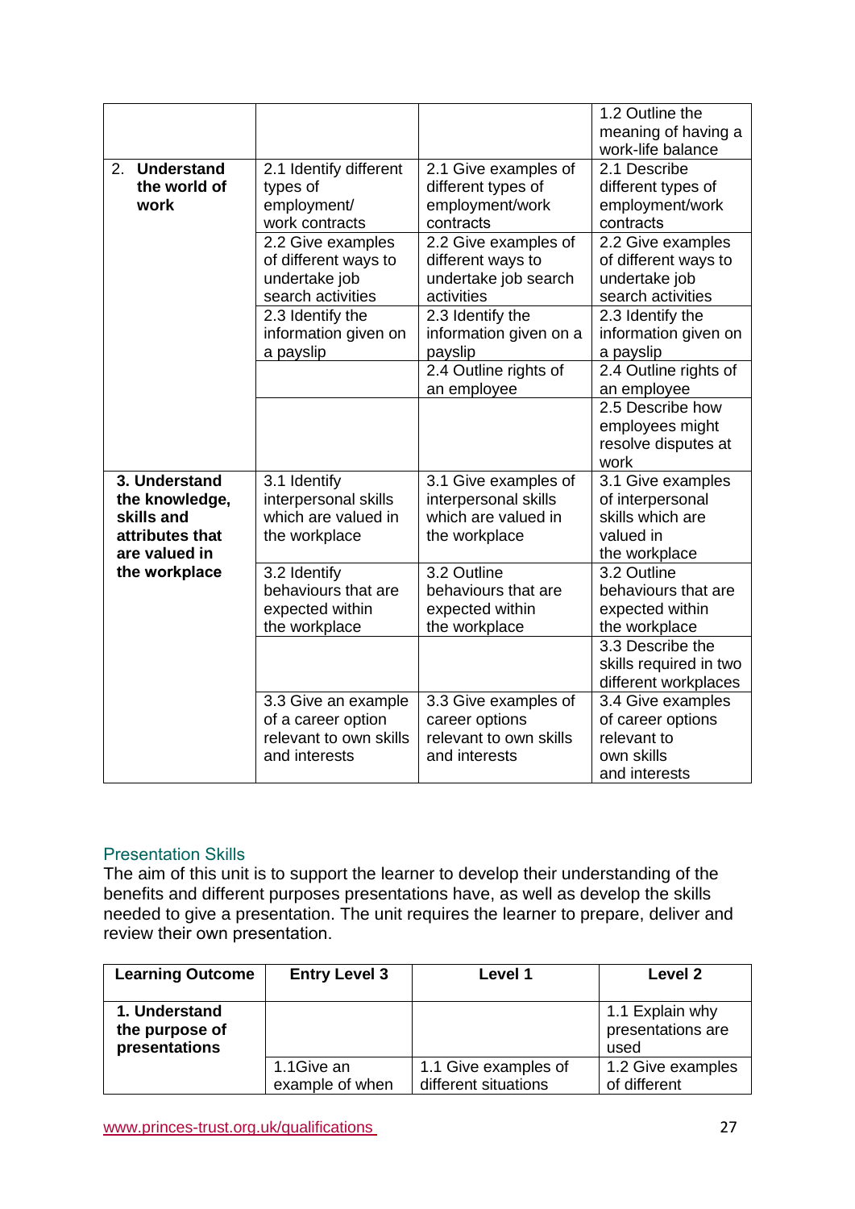| | | | |
|---|---|---|---|
| | | | 1.2 Outline the meaning of having a work-life balance |
| 2. **Understand the world of work** | 2.1 Identify different types of employment/ work contracts | 2.1 Give examples of different types of employment/work contracts | 2.1 Describe different types of employment/work contracts |
| | 2.2 Give examples of different ways to undertake job search activities | 2.2 Give examples of different ways to undertake job search activities | 2.2 Give examples of different ways to undertake job search activities |
| | 2.3 Identify the information given on a payslip | 2.3 Identify the information given on a payslip | 2.3 Identify the information given on a payslip |
| | | 2.4 Outline rights of an employee | 2.4 Outline rights of an employee |
| | | | 2.5 Describe how employees might resolve disputes at work |
| **3. Understand the knowledge, skills and attributes that are valued in the workplace** | 3.1 Identify interpersonal skills which are valued in the workplace | 3.1 Give examples of interpersonal skills which are valued in the workplace | 3.1 Give examples of interpersonal skills which are valued in the workplace |
| | 3.2 Identify behaviours that are expected within the workplace | 3.2 Outline behaviours that are expected within the workplace | 3.2 Outline behaviours that are expected within the workplace |
| | | | 3.3 Describe the skills required in two different workplaces |
| | 3.3 Give an example of a career option relevant to own skills and interests | 3.3 Give examples of career options relevant to own skills and interests | 3.4 Give examples of career options relevant to own skills and interests |

## Presentation Skills

The aim of this unit is to support the learner to develop their understanding of the benefits and different purposes presentations have, as well as develop the skills needed to give a presentation. The unit requires the learner to prepare, deliver and review their own presentation.

| Learning Outcome | Entry Level 3 | Level 1 | Level 2 |
|---|---|---|---|
| **1. Understand the purpose of presentations** | | | 1.1 Explain why presentations are used |
| | 1.1Give an example of when | 1.1 Give examples of different situations | 1.2 Give examples of different |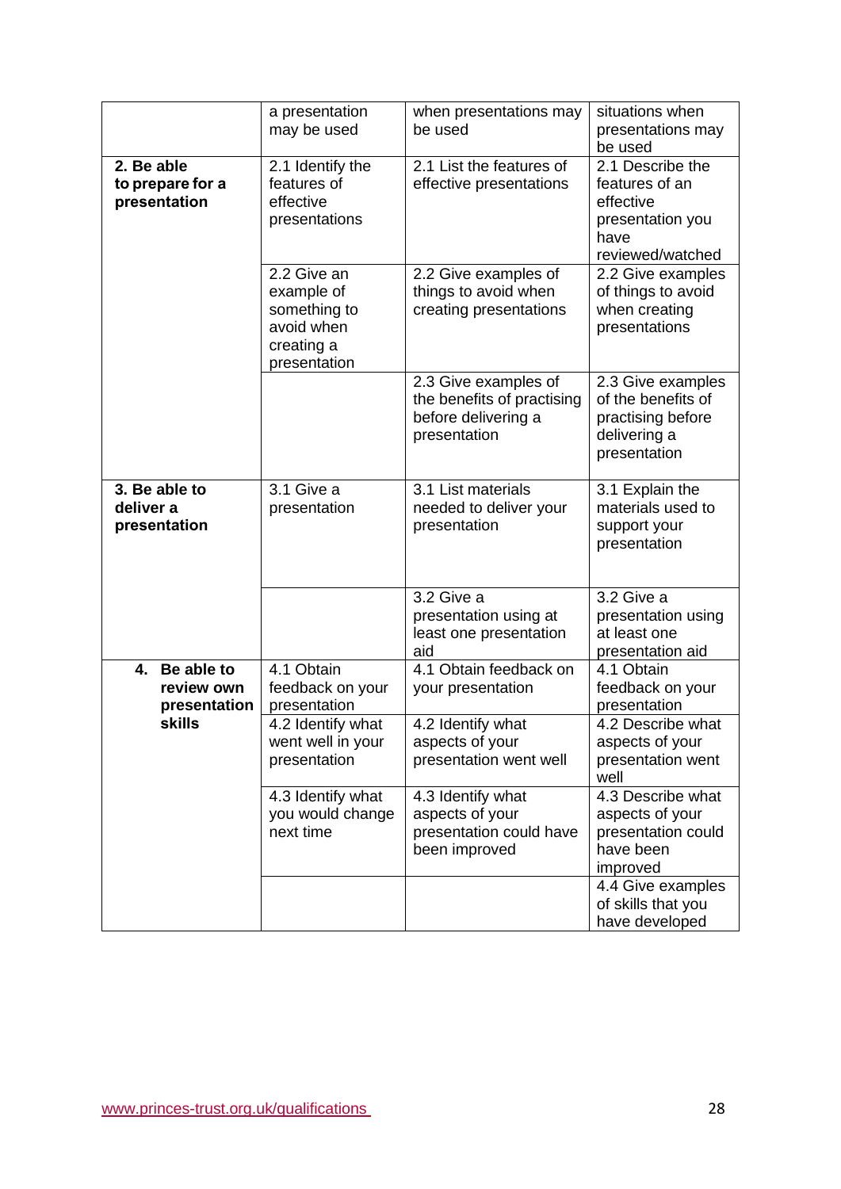| | | | |
|---|---|---|---|
| | a presentation may be used | when presentations may be used | situations when presentations may be used |
| **2. Be able to prepare for a presentation** | 2.1 Identify the features of effective presentations | 2.1 List the features of effective presentations | 2.1 Describe the features of an effective presentation you have reviewed/watched |
| | 2.2 Give an example of something to avoid when creating a presentation | 2.2 Give examples of things to avoid when creating presentations | 2.2 Give examples of things to avoid when creating presentations |
| | | 2.3 Give examples of the benefits of practising before delivering a presentation | 2.3 Give examples of the benefits of practising before delivering a presentation |
| **3. Be able to deliver a presentation** | 3.1 Give a presentation | 3.1 List materials needed to deliver your presentation | 3.1 Explain the materials used to support your presentation |
| | | 3.2 Give a presentation using at least one presentation aid | 3.2 Give a presentation using at least one presentation aid |
| **4. Be able to review own presentation skills** | 4.1 Obtain feedback on your presentation | 4.1 Obtain feedback on your presentation | 4.1 Obtain feedback on your presentation |
| | 4.2 Identify what went well in your presentation | 4.2 Identify what aspects of your presentation went well | 4.2 Describe what aspects of your presentation went well |
| | 4.3 Identify what you would change next time | 4.3 Identify what aspects of your presentation could have been improved | 4.3 Describe what aspects of your presentation could have been improved |
| | | | 4.4 Give examples of skills that you have developed |

www.princes-trust.org.uk/qualifications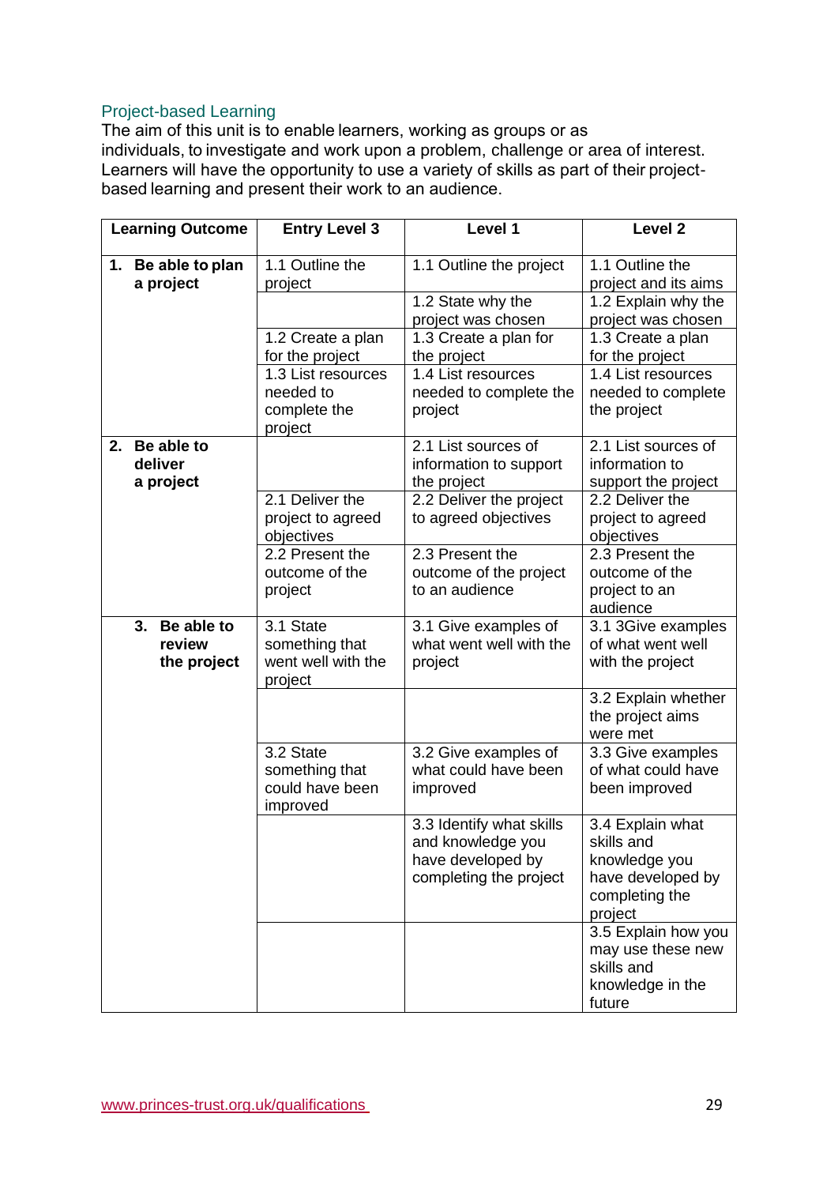## Project-based Learning

The aim of this unit is to enable learners, working as groups or as individuals, to investigate and work upon a problem, challenge or area of interest. Learners will have the opportunity to use a variety of skills as part of their project-based learning and present their work to an audience.

| Learning Outcome | Entry Level 3 | Level 1 | Level 2 |
|---|---|---|---|
| **1. Be able to plan a project** | 1.1 Outline the project | 1.1 Outline the project | 1.1 Outline the project and its aims |
| | | 1.2 State why the project was chosen | 1.2 Explain why the project was chosen |
| | 1.2 Create a plan for the project | 1.3 Create a plan for the project | 1.3 Create a plan for the project |
| | 1.3 List resources needed to complete the project | 1.4 List resources needed to complete the project | 1.4 List resources needed to complete the project |
| **2. Be able to deliver a project** | | 2.1 List sources of information to support the project | 2.1 List sources of information to support the project |
| | 2.1 Deliver the project to agreed objectives | 2.2 Deliver the project to agreed objectives | 2.2 Deliver the project to agreed objectives |
| | 2.2 Present the outcome of the project | 2.3 Present the outcome of the project to an audience | 2.3 Present the outcome of the project to an audience |
| **3. Be able to review the project** | 3.1 State something that went well with the project | 3.1 Give examples of what went well with the project | 3.1 3Give examples of what went well with the project |
| | | | 3.2 Explain whether the project aims were met |
| | 3.2 State something that could have been improved | 3.2 Give examples of what could have been improved | 3.3 Give examples of what could have been improved |
| | | 3.3 Identify what skills and knowledge you have developed by completing the project | 3.4 Explain what skills and knowledge you have developed by completing the project |
| | | | 3.5 Explain how you may use these new skills and knowledge in the future |

www.princes-trust.org.uk/qualifications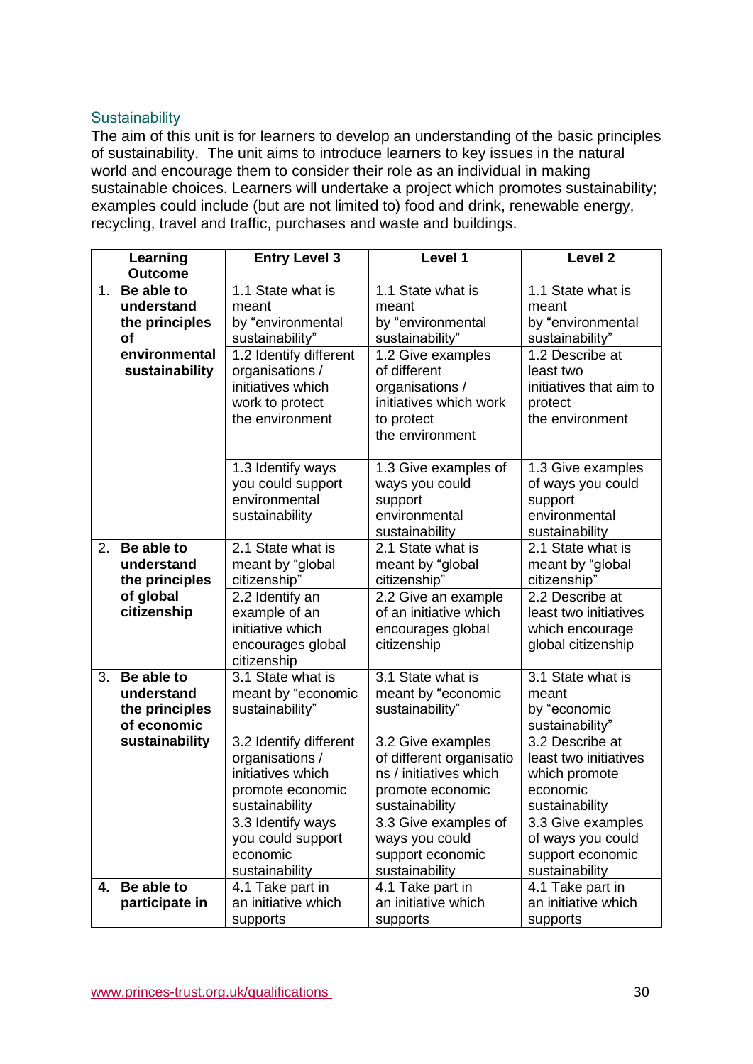## Sustainability

The aim of this unit is for learners to develop an understanding of the basic principles of sustainability. The unit aims to introduce learners to key issues in the natural world and encourage them to consider their role as an individual in making sustainable choices. Learners will undertake a project which promotes sustainability; examples could include (but are not limited to) food and drink, renewable energy, recycling, travel and traffic, purchases and waste and buildings.

| Learning Outcome | Entry Level 3 | Level 1 | Level 2 |
|---|---|---|---|
| 1. **Be able to understand the principles of environmental sustainability** | 1.1 State what is meant by "environmental sustainability" | 1.1 State what is meant by "environmental sustainability" | 1.1 State what is meant by "environmental sustainability" |
| | 1.2 Identify different organisations / initiatives which work to protect the environment | 1.2 Give examples of different organisations / initiatives which work to protect the environment | 1.2 Describe at least two initiatives that aim to protect the environment |
| | 1.3 Identify ways you could support environmental sustainability | 1.3 Give examples of ways you could support environmental sustainability | 1.3 Give examples of ways you could support environmental sustainability |
| 2. **Be able to understand the principles of global citizenship** | 2.1 State what is meant by "global citizenship" | 2.1 State what is meant by "global citizenship" | 2.1 State what is meant by "global citizenship" |
| | 2.2 Identify an example of an initiative which encourages global citizenship | 2.2 Give an example of an initiative which encourages global citizenship | 2.2 Describe at least two initiatives which encourage global citizenship |
| 3. **Be able to understand the principles of economic sustainability** | 3.1 State what is meant by "economic sustainability" | 3.1 State what is meant by "economic sustainability" | 3.1 State what is meant by "economic sustainability" |
| | 3.2 Identify different organisations / initiatives which promote economic sustainability | 3.2 Give examples of different organisations / initiatives which promote economic sustainability | 3.2 Describe at least two initiatives which promote economic sustainability |
| | 3.3 Identify ways you could support economic sustainability | 3.3 Give examples of ways you could support economic sustainability | 3.3 Give examples of ways you could support economic sustainability |
| 4. **Be able to participate in** | 4.1 Take part in an initiative which supports | 4.1 Take part in an initiative which supports | 4.1 Take part in an initiative which supports |

www.princes-trust.org.uk/qualifications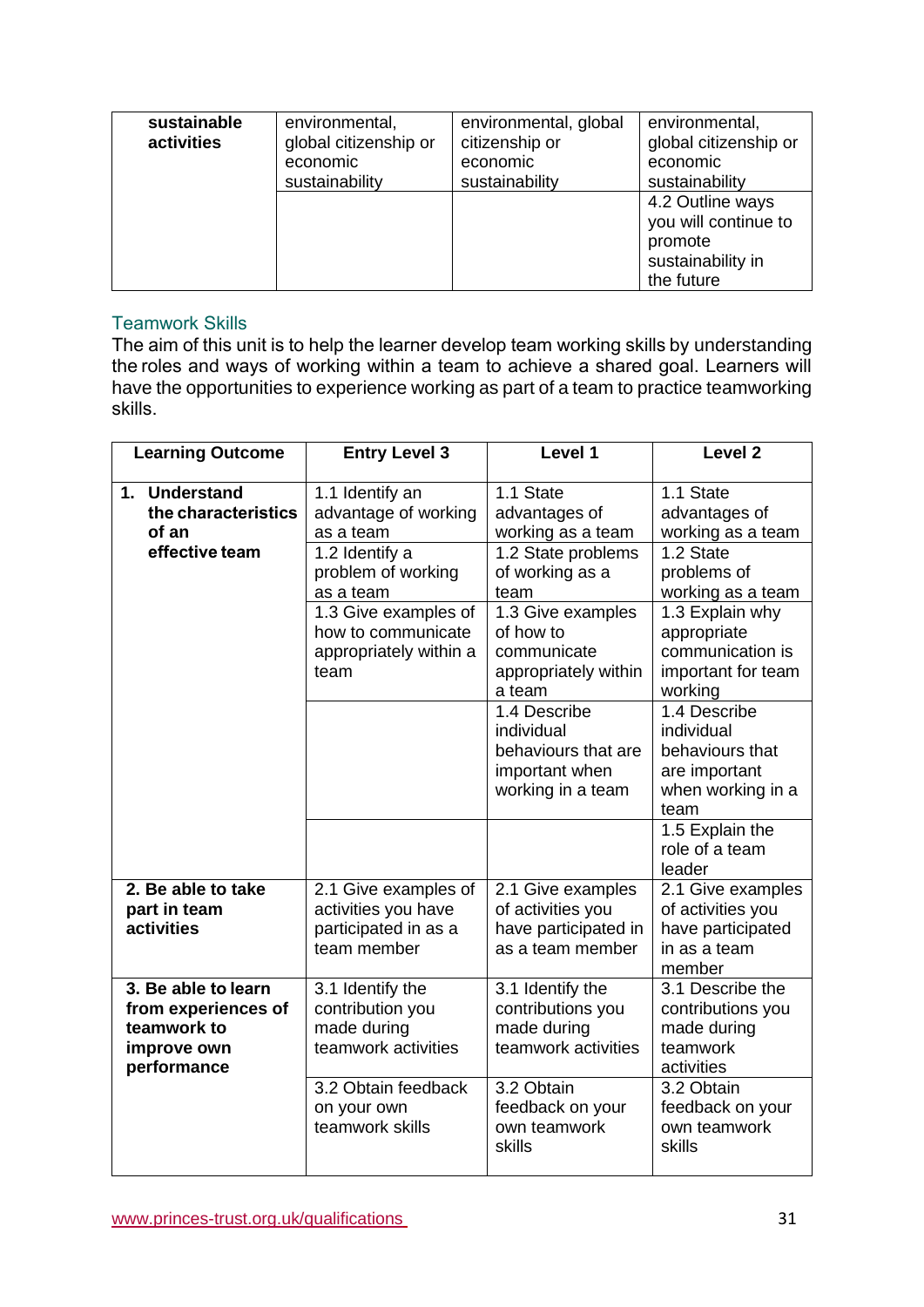| **sustainable activities** | environmental, global citizenship or economic sustainability | environmental, global citizenship or economic sustainability | environmental, global citizenship or economic sustainability |
|---|---|---|---|
| | | | 4.2 Outline ways you will continue to promote sustainability in the future |

## Teamwork Skills

The aim of this unit is to help the learner develop team working skills by understanding the roles and ways of working within a team to achieve a shared goal. Learners will have the opportunities to experience working as part of a team to practice teamworking skills.

| Learning Outcome | Entry Level 3 | Level 1 | Level 2 |
|---|---|---|---|
| **1. Understand the characteristics of an effective team** | 1.1 Identify an advantage of working as a team | 1.1 State advantages of working as a team | 1.1 State advantages of working as a team |
| | 1.2 Identify a problem of working as a team | 1.2 State problems of working as a team | 1.2 State problems of working as a team |
| | 1.3 Give examples of how to communicate appropriately within a team | 1.3 Give examples of how to communicate appropriately within a team | 1.3 Explain why appropriate communication is important for team working |
| | | 1.4 Describe individual behaviours that are important when working in a team | 1.4 Describe individual behaviours that are important when working in a team |
| | | | 1.5 Explain the role of a team leader |
| **2. Be able to take part in team activities** | 2.1 Give examples of activities you have participated in as a team member | 2.1 Give examples of activities you have participated in as a team member | 2.1 Give examples of activities you have participated in as a team member |
| **3. Be able to learn from experiences of teamwork to improve own performance** | 3.1 Identify the contribution you made during teamwork activities | 3.1 Identify the contributions you made during teamwork activities | 3.1 Describe the contributions you made during teamwork activities |
| | 3.2 Obtain feedback on your own teamwork skills | 3.2 Obtain feedback on your own teamwork skills | 3.2 Obtain feedback on your own teamwork skills |

www.princes-trust.org.uk/qualifications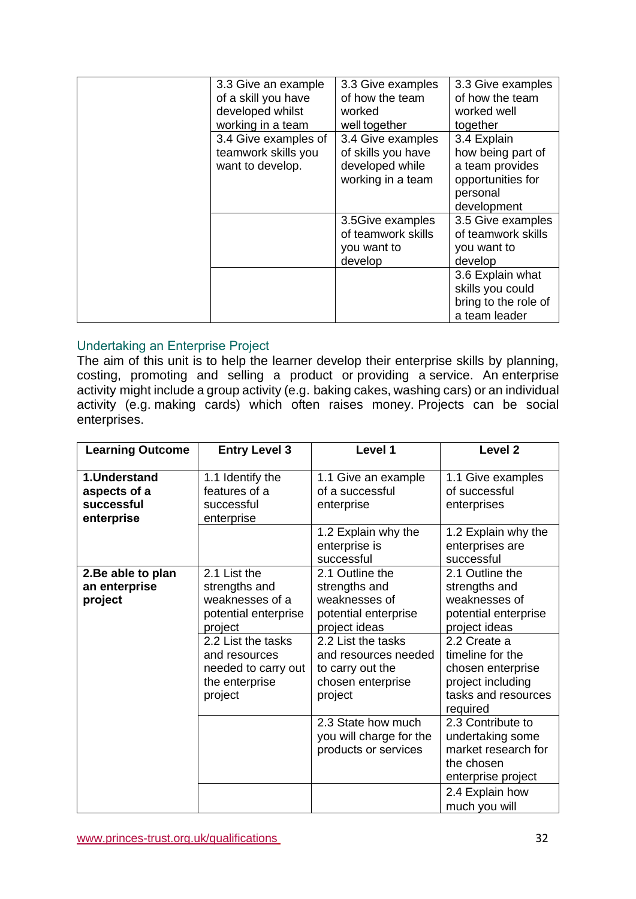| | | | |
|---|---|---|---|
| | 3.3 Give an example of a skill you have developed whilst working in a team | 3.3 Give examples of how the team worked well together | 3.3 Give examples of how the team worked well together |
| | 3.4 Give examples of teamwork skills you want to develop. | 3.4 Give examples of skills you have developed while working in a team | 3.4 Explain how being part of a team provides opportunities for personal development |
| | | 3.5Give examples of teamwork skills you want to develop | 3.5 Give examples of teamwork skills you want to develop |
| | | | 3.6 Explain what skills you could bring to the role of a team leader |

## Undertaking an Enterprise Project

The aim of this unit is to help the learner develop their enterprise skills by planning, costing, promoting and selling a product or providing a service. An enterprise activity might include a group activity (e.g. baking cakes, washing cars) or an individual activity (e.g. making cards) which often raises money. Projects can be social enterprises.

| Learning Outcome | Entry Level 3 | Level 1 | Level 2 |
|---|---|---|---|
| **1.Understand aspects of a successful enterprise** | 1.1 Identify the features of a successful enterprise | 1.1 Give an example of a successful enterprise | 1.1 Give examples of successful enterprises |
| | | 1.2 Explain why the enterprise is successful | 1.2 Explain why the enterprises are successful |
| **2.Be able to plan an enterprise project** | 2.1 List the strengths and weaknesses of a potential enterprise project | 2.1 Outline the strengths and weaknesses of potential enterprise project ideas | 2.1 Outline the strengths and weaknesses of potential enterprise project ideas |
| | 2.2 List the tasks and resources needed to carry out the enterprise project | 2.2 List the tasks and resources needed to carry out the chosen enterprise project | 2.2 Create a timeline for the chosen enterprise project including tasks and resources required |
| | | 2.3 State how much you will charge for the products or services | 2.3 Contribute to undertaking some market research for the chosen enterprise project |
| | | | 2.4 Explain how much you will |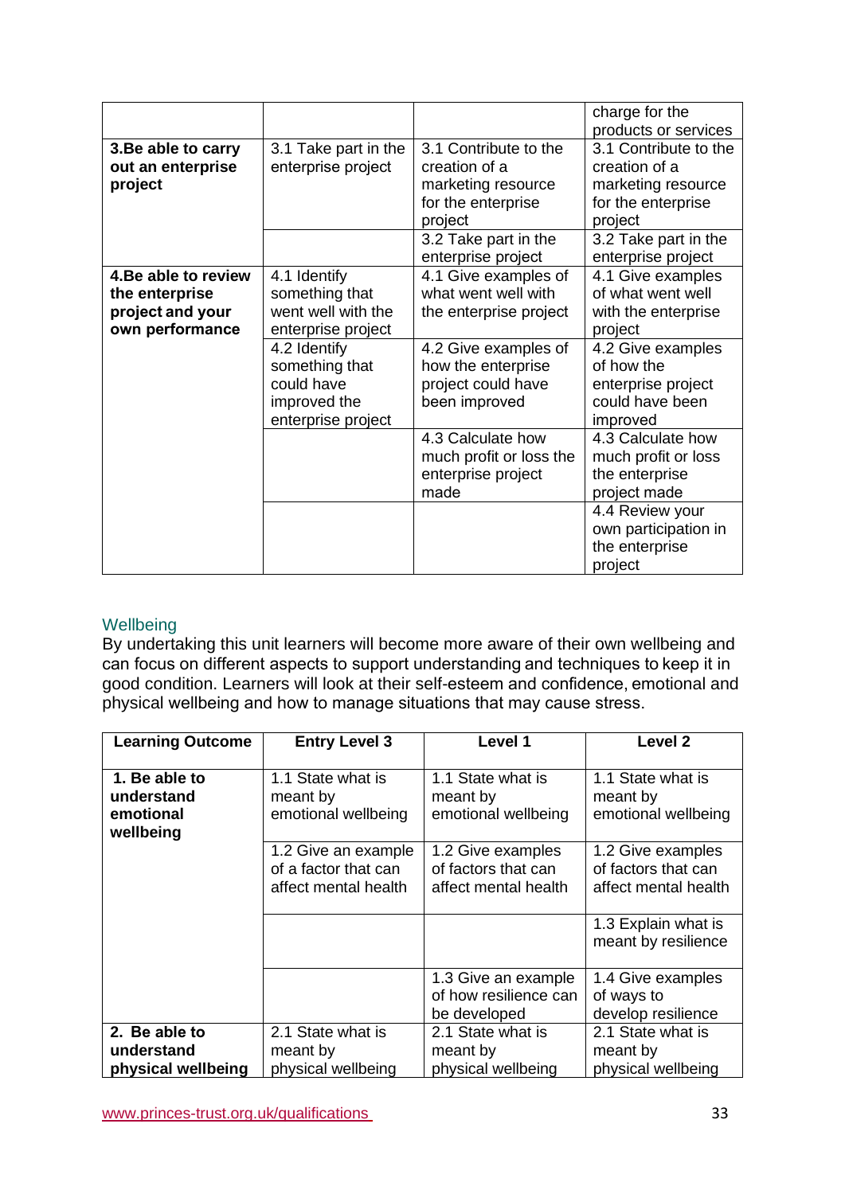| | | | |
|---|---|---|---|
| | | | charge for the products or services |
| **3.Be able to carry out an enterprise project** | 3.1 Take part in the enterprise project | 3.1 Contribute to the creation of a marketing resource for the enterprise project | 3.1 Contribute to the creation of a marketing resource for the enterprise project |
| | | 3.2 Take part in the enterprise project | 3.2 Take part in the enterprise project |
| **4.Be able to review the enterprise project and your own performance** | 4.1 Identify something that went well with the enterprise project | 4.1 Give examples of what went well with the enterprise project | 4.1 Give examples of what went well with the enterprise project |
| | 4.2 Identify something that could have improved the enterprise project | 4.2 Give examples of how the enterprise project could have been improved | 4.2 Give examples of how the enterprise project could have been improved |
| | | 4.3 Calculate how much profit or loss the enterprise project made | 4.3 Calculate how much profit or loss the enterprise project made |
| | | | 4.4 Review your own participation in the enterprise project |

## Wellbeing

By undertaking this unit learners will become more aware of their own wellbeing and can focus on different aspects to support understanding and techniques to keep it in good condition. Learners will look at their self-esteem and confidence, emotional and physical wellbeing and how to manage situations that may cause stress.

| Learning Outcome | Entry Level 3 | Level 1 | Level 2 |
|---|---|---|---|
| **1. Be able to understand emotional wellbeing** | 1.1 State what is meant by emotional wellbeing | 1.1 State what is meant by emotional wellbeing | 1.1 State what is meant by emotional wellbeing |
| | 1.2 Give an example of a factor that can affect mental health | 1.2 Give examples of factors that can affect mental health | 1.2 Give examples of factors that can affect mental health |
| | | | 1.3 Explain what is meant by resilience |
| | | 1.3 Give an example of how resilience can be developed | 1.4 Give examples of ways to develop resilience |
| **2. Be able to understand physical wellbeing** | 2.1 State what is meant by physical wellbeing | 2.1 State what is meant by physical wellbeing | 2.1 State what is meant by physical wellbeing |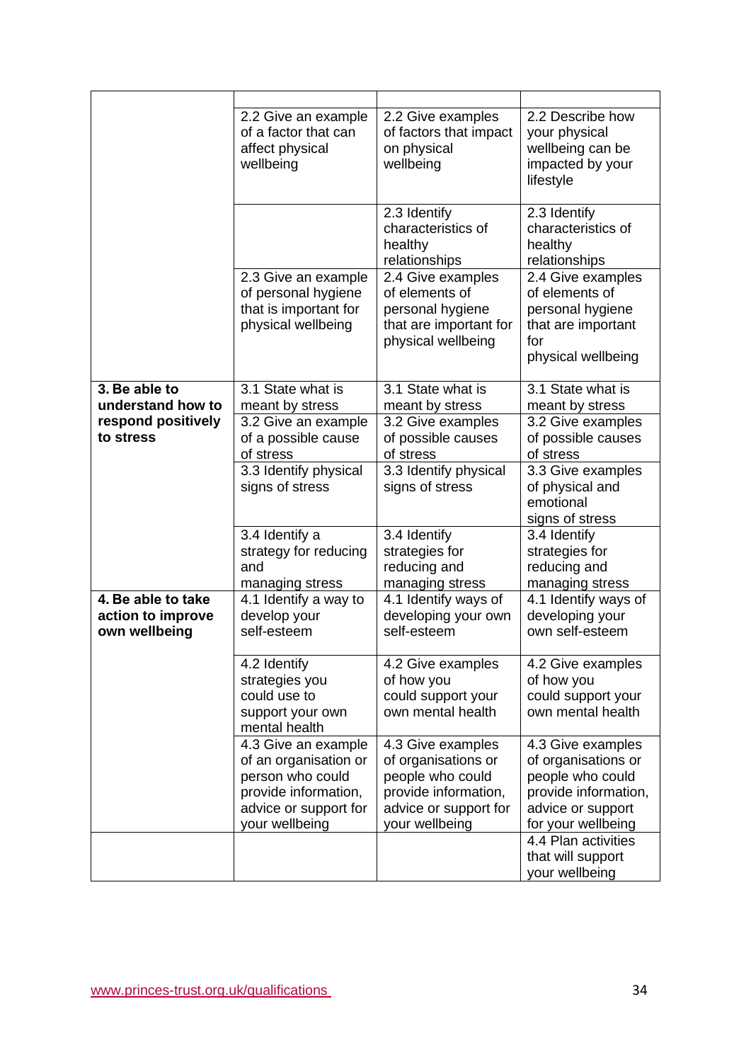| | | | |
|---|---|---|---|
| | 2.2 Give an example of a factor that can affect physical wellbeing | 2.2 Give examples of factors that impact on physical wellbeing | 2.2 Describe how your physical wellbeing can be impacted by your lifestyle |
| | | 2.3 Identify characteristics of healthy relationships | 2.3 Identify characteristics of healthy relationships |
| | 2.3 Give an example of personal hygiene that is important for physical wellbeing | 2.4 Give examples of elements of personal hygiene that are important for physical wellbeing | 2.4 Give examples of elements of personal hygiene that are important for physical wellbeing |
| **3. Be able to understand how to respond positively to stress** | 3.1 State what is meant by stress | 3.1 State what is meant by stress | 3.1 State what is meant by stress |
| | 3.2 Give an example of a possible cause of stress | 3.2 Give examples of possible causes of stress | 3.2 Give examples of possible causes of stress |
| | 3.3 Identify physical signs of stress | 3.3 Identify physical signs of stress | 3.3 Give examples of physical and emotional signs of stress |
| | 3.4 Identify a strategy for reducing and managing stress | 3.4 Identify strategies for reducing and managing stress | 3.4 Identify strategies for reducing and managing stress |
| **4. Be able to take action to improve own wellbeing** | 4.1 Identify a way to develop your self-esteem | 4.1 Identify ways of developing your own self-esteem | 4.1 Identify ways of developing your own self-esteem |
| | 4.2 Identify strategies you could use to support your own mental health | 4.2 Give examples of how you could support your own mental health | 4.2 Give examples of how you could support your own mental health |
| | 4.3 Give an example of an organisation or person who could provide information, advice or support for your wellbeing | 4.3 Give examples of organisations or people who could provide information, advice or support for your wellbeing | 4.3 Give examples of organisations or people who could provide information, advice or support for your wellbeing |
| | | | 4.4 Plan activities that will support your wellbeing |

www.princes-trust.org.uk/qualifications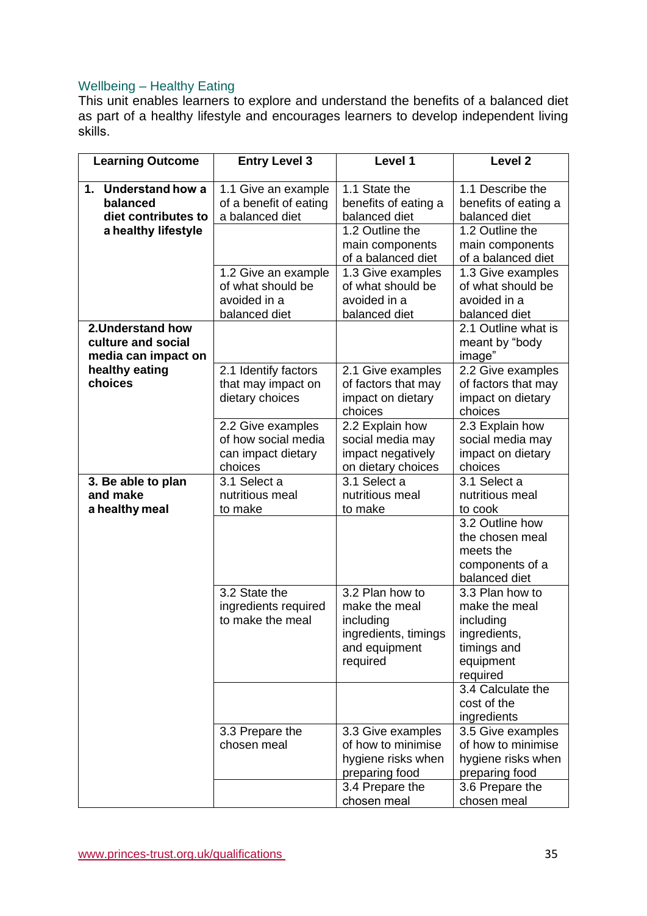## Wellbeing – Healthy Eating

This unit enables learners to explore and understand the benefits of a balanced diet as part of a healthy lifestyle and encourages learners to develop independent living skills.

| Learning Outcome | Entry Level 3 | Level 1 | Level 2 |
|---|---|---|---|
| **1. Understand how a balanced diet contributes to a healthy lifestyle** | 1.1 Give an example of a benefit of eating a balanced diet | 1.1 State the benefits of eating a balanced diet | 1.1 Describe the benefits of eating a balanced diet |
| | | 1.2 Outline the main components of a balanced diet | 1.2 Outline the main components of a balanced diet |
| | 1.2 Give an example of what should be avoided in a balanced diet | 1.3 Give examples of what should be avoided in a balanced diet | 1.3 Give examples of what should be avoided in a balanced diet |
| **2. Understand how culture and social media can impact on healthy eating choices** | | | 2.1 Outline what is meant by "body image" |
| | 2.1 Identify factors that may impact on dietary choices | 2.1 Give examples of factors that may impact on dietary choices | 2.2 Give examples of factors that may impact on dietary choices |
| | 2.2 Give examples of how social media can impact dietary choices | 2.2 Explain how social media may impact negatively on dietary choices | 2.3 Explain how social media may impact on dietary choices |
| **3. Be able to plan and make a healthy meal** | 3.1 Select a nutritious meal to make | 3.1 Select a nutritious meal to make | 3.1 Select a nutritious meal to cook |
| | | | 3.2 Outline how the chosen meal meets the components of a balanced diet |
| | 3.2 State the ingredients required to make the meal | 3.2 Plan how to make the meal including ingredients, timings and equipment required | 3.3 Plan how to make the meal including ingredients, timings and equipment required |
| | | | 3.4 Calculate the cost of the ingredients |
| | 3.3 Prepare the chosen meal | 3.3 Give examples of how to minimise hygiene risks when preparing food | 3.5 Give examples of how to minimise hygiene risks when preparing food |
| | | 3.4 Prepare the chosen meal | 3.6 Prepare the chosen meal |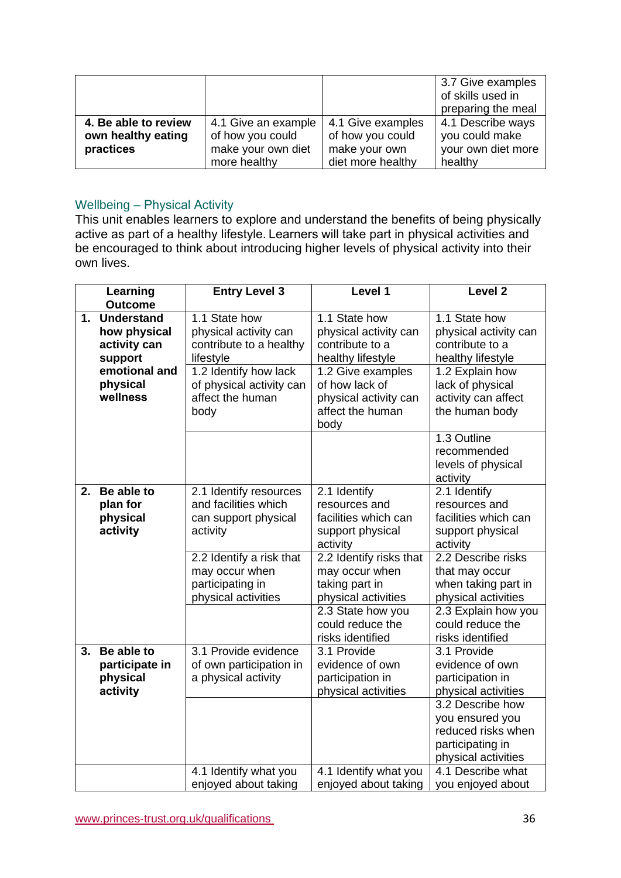| | | | |
|---|---|---|---|
| | | | 3.7 Give examples of skills used in preparing the meal |
| **4. Be able to review own healthy eating practices** | 4.1 Give an example of how you could make your own diet more healthy | 4.1 Give examples of how you could make your own diet more healthy | 4.1 Describe ways you could make your own diet more healthy |

## Wellbeing – Physical Activity

This unit enables learners to explore and understand the benefits of being physically active as part of a healthy lifestyle. Learners will take part in physical activities and be encouraged to think about introducing higher levels of physical activity into their own lives.

| Learning Outcome | Entry Level 3 | Level 1 | Level 2 |
|---|---|---|---|
| **1. Understand how physical activity can support emotional and physical wellness** | 1.1 State how physical activity can contribute to a healthy lifestyle | 1.1 State how physical activity can contribute to a healthy lifestyle | 1.1 State how physical activity can contribute to a healthy lifestyle |
| | 1.2 Identify how lack of physical activity can affect the human body | 1.2 Give examples of how lack of physical activity can affect the human body | 1.2 Explain how lack of physical activity can affect the human body |
| | | | 1.3 Outline recommended levels of physical activity |
| **2. Be able to plan for physical activity** | 2.1 Identify resources and facilities which can support physical activity | 2.1 Identify resources and facilities which can support physical activity | 2.1 Identify resources and facilities which can support physical activity |
| | 2.2 Identify a risk that may occur when participating in physical activities | 2.2 Identify risks that may occur when taking part in physical activities | 2.2 Describe risks that may occur when taking part in physical activities |
| | | 2.3 State how you could reduce the risks identified | 2.3 Explain how you could reduce the risks identified |
| **3. Be able to participate in physical activity** | 3.1 Provide evidence of own participation in a physical activity | 3.1 Provide evidence of own participation in physical activities | 3.1 Provide evidence of own participation in physical activities |
| | | | 3.2 Describe how you ensured you reduced risks when participating in physical activities |
| | 4.1 Identify what you enjoyed about taking | 4.1 Identify what you enjoyed about taking | 4.1 Describe what you enjoyed about |

www.princes-trust.org.uk/qualifications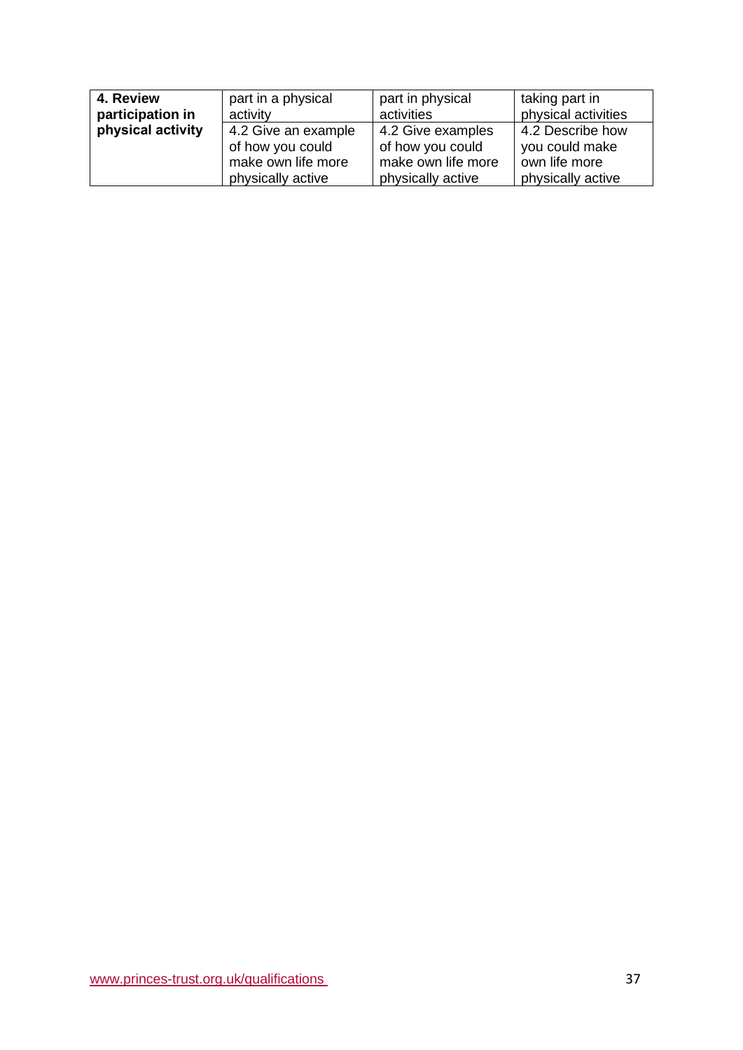| **4. Review participation in physical activity** | part in a physical activity | part in physical activities | taking part in physical activities |
| --- | --- | --- | --- |
| | 4.2 Give an example of how you could make own life more physically active | 4.2 Give examples of how you could make own life more physically active | 4.2 Describe how you could make own life more physically active |

www.princes-trust.org.uk/qualifications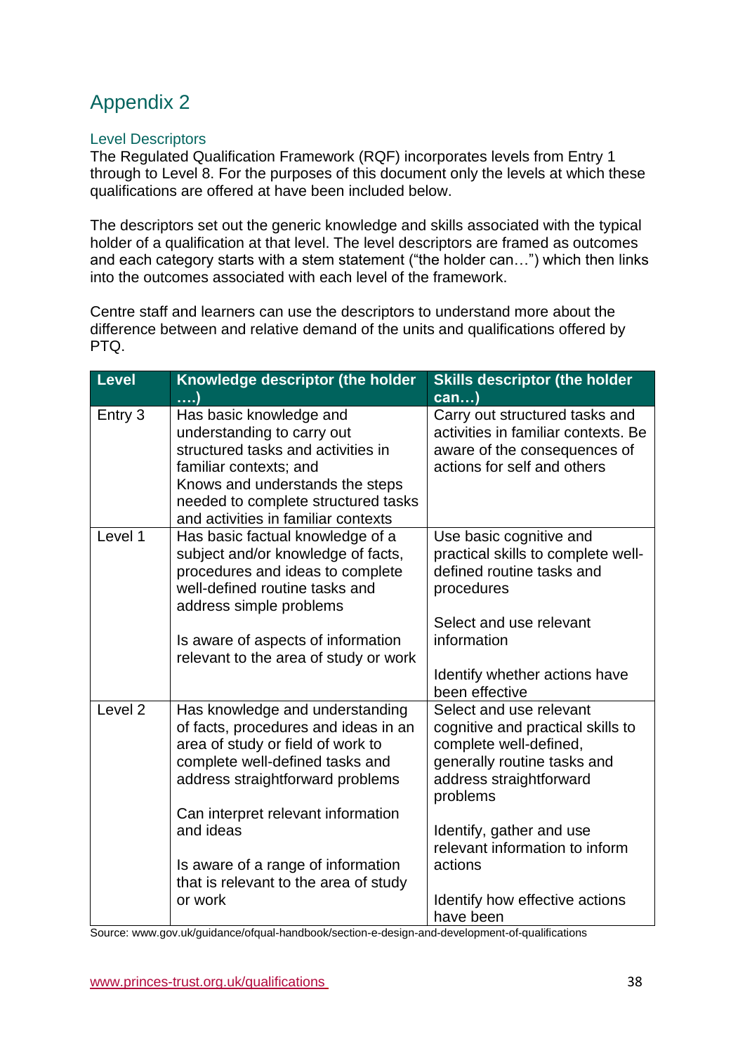# Appendix 2

## Level Descriptors

The Regulated Qualification Framework (RQF) incorporates levels from Entry 1 through to Level 8. For the purposes of this document only the levels at which these qualifications are offered at have been included below.

The descriptors set out the generic knowledge and skills associated with the typical holder of a qualification at that level. The level descriptors are framed as outcomes and each category starts with a stem statement ("the holder can…") which then links into the outcomes associated with each level of the framework.

Centre staff and learners can use the descriptors to understand more about the difference between and relative demand of the units and qualifications offered by PTQ.

| Level | Knowledge descriptor (the holder ….) | Skills descriptor (the holder can…) |
|---|---|---|
| Entry 3 | Has basic knowledge and understanding to carry out structured tasks and activities in familiar contexts; and<br>Knows and understands the steps needed to complete structured tasks and activities in familiar contexts | Carry out structured tasks and activities in familiar contexts. Be aware of the consequences of actions for self and others |
| Level 1 | Has basic factual knowledge of a subject and/or knowledge of facts, procedures and ideas to complete well-defined routine tasks and address simple problems<br><br>Is aware of aspects of information relevant to the area of study or work | Use basic cognitive and practical skills to complete well-defined routine tasks and procedures<br><br>Select and use relevant information<br><br>Identify whether actions have been effective |
| Level 2 | Has knowledge and understanding of facts, procedures and ideas in an area of study or field of work to complete well-defined tasks and address straightforward problems<br><br>Can interpret relevant information and ideas<br><br>Is aware of a range of information that is relevant to the area of study or work | Select and use relevant cognitive and practical skills to complete well-defined, generally routine tasks and address straightforward problems<br><br>Identify, gather and use relevant information to inform actions<br><br>Identify how effective actions have been |

Source: www.gov.uk/guidance/ofqual-handbook/section-e-design-and-development-of-qualifications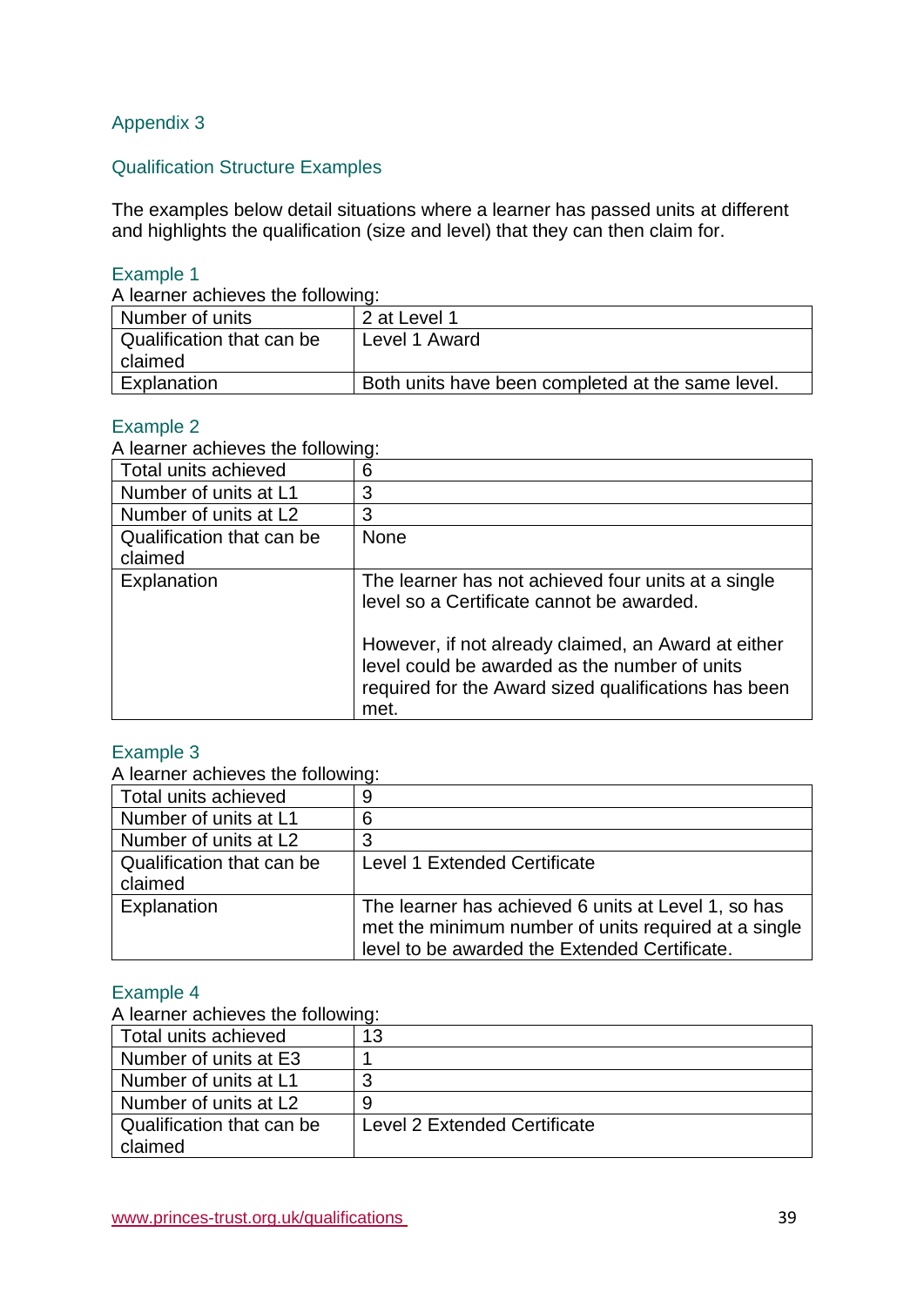## Appendix 3

## Qualification Structure Examples

The examples below detail situations where a learner has passed units at different and highlights the qualification (size and level) that they can then claim for.

### Example 1

A learner achieves the following:

| Number of units | 2 at Level 1 |
|---|---|
| Qualification that can be claimed | Level 1 Award |
| Explanation | Both units have been completed at the same level. |

### Example 2

A learner achieves the following:

| Total units achieved | 6 |
|---|---|
| Number of units at L1 | 3 |
| Number of units at L2 | 3 |
| Qualification that can be claimed | None |
| Explanation | The learner has not achieved four units at a single level so a Certificate cannot be awarded.<br><br>However, if not already claimed, an Award at either level could be awarded as the number of units required for the Award sized qualifications has been met. |

### Example 3

A learner achieves the following:

| Total units achieved | 9 |
|---|---|
| Number of units at L1 | 6 |
| Number of units at L2 | 3 |
| Qualification that can be claimed | Level 1 Extended Certificate |
| Explanation | The learner has achieved 6 units at Level 1, so has met the minimum number of units required at a single level to be awarded the Extended Certificate. |

### Example 4

A learner achieves the following:

| Total units achieved | 13 |
|---|---|
| Number of units at E3 | 1 |
| Number of units at L1 | 3 |
| Number of units at L2 | 9 |
| Qualification that can be claimed | Level 2 Extended Certificate |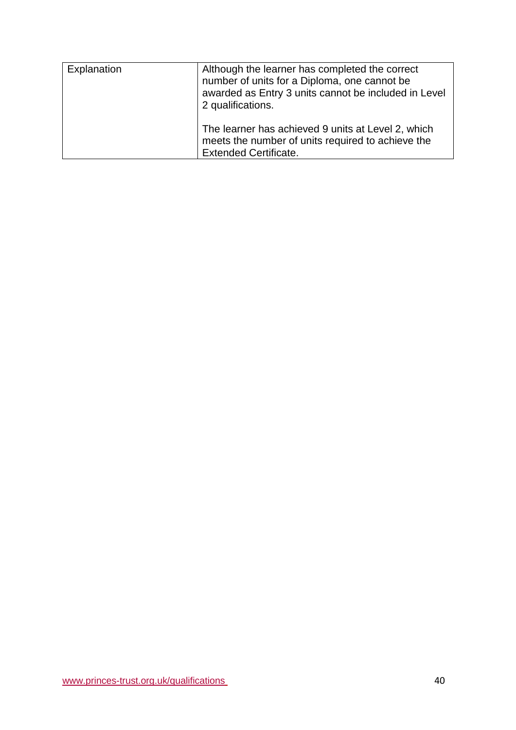| Explanation | Although the learner has completed the correct number of units for a Diploma, one cannot be awarded as Entry 3 units cannot be included in Level 2 qualifications.<br><br>The learner has achieved 9 units at Level 2, which meets the number of units required to achieve the Extended Certificate. |
|---|---|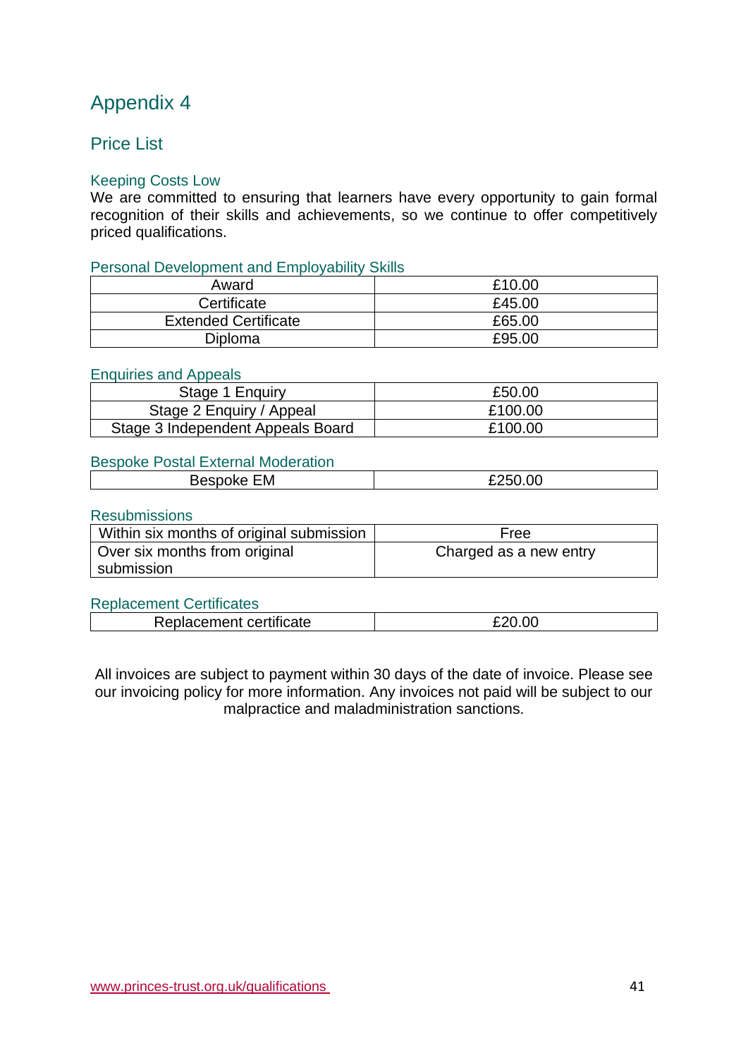# Appendix 4

## Price List

### Keeping Costs Low

We are committed to ensuring that learners have every opportunity to gain formal recognition of their skills and achievements, so we continue to offer competitively priced qualifications.

### Personal Development and Employability Skills

| | |
|---|---|
| Award | £10.00 |
| Certificate | £45.00 |
| Extended Certificate | £65.00 |
| Diploma | £95.00 |

### Enquiries and Appeals

| | |
|---|---|
| Stage 1 Enquiry | £50.00 |
| Stage 2 Enquiry / Appeal | £100.00 |
| Stage 3 Independent Appeals Board | £100.00 |

### Bespoke Postal External Moderation

| | |
|---|---|
| Bespoke EM | £250.00 |

### Resubmissions

| | |
|---|---|
| Within six months of original submission | Free |
| Over six months from original submission | Charged as a new entry |

### Replacement Certificates

| | |
|---|---|
| Replacement certificate | £20.00 |

All invoices are subject to payment within 30 days of the date of invoice. Please see our invoicing policy for more information. Any invoices not paid will be subject to our malpractice and maladministration sanctions.